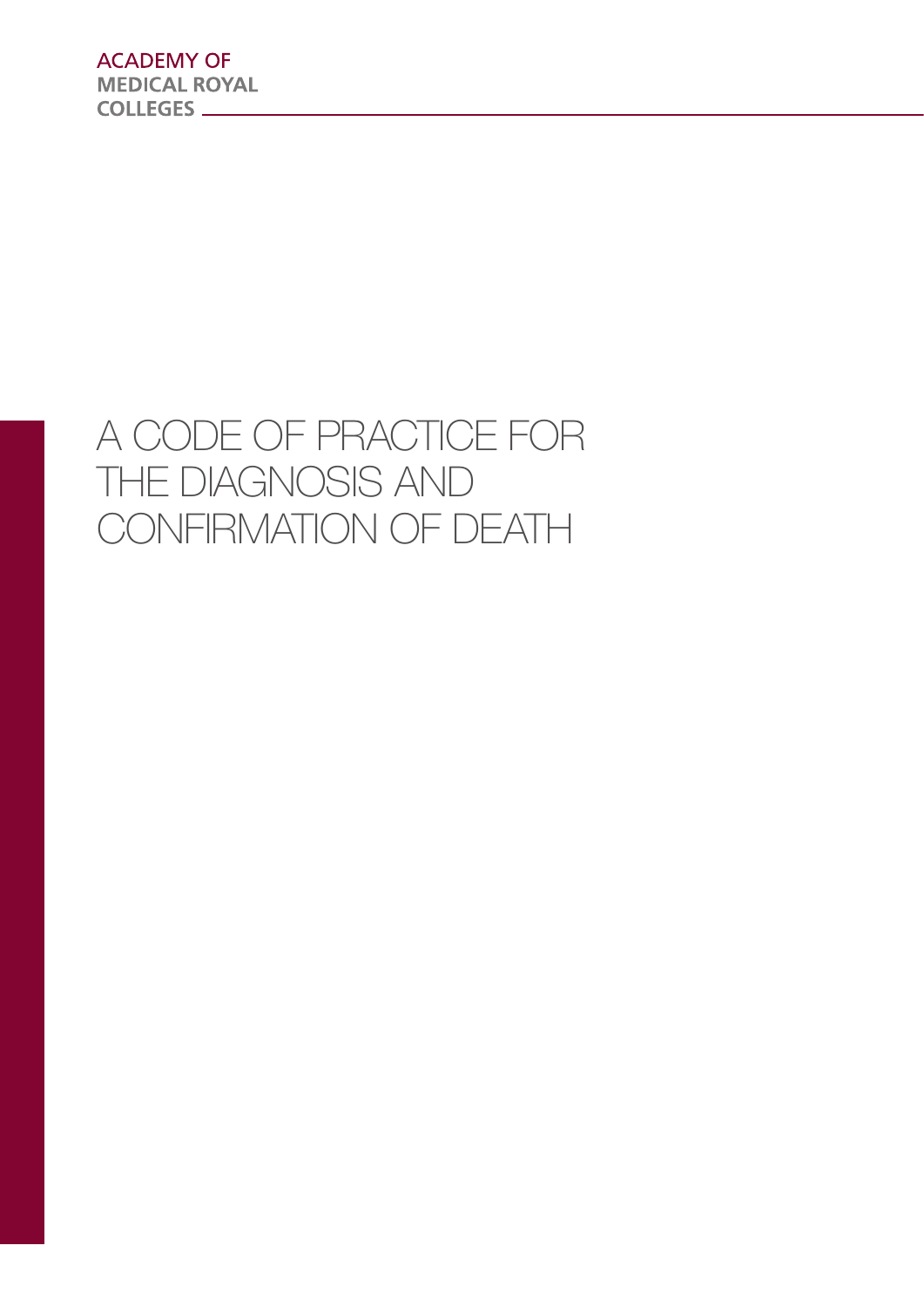ACADEMY OF
MEDICAL ROYAL
COLLEGES

# A CODE OF PRACTICE FOR THE DIAGNOSIS AND CONFIRMATION OF DEATH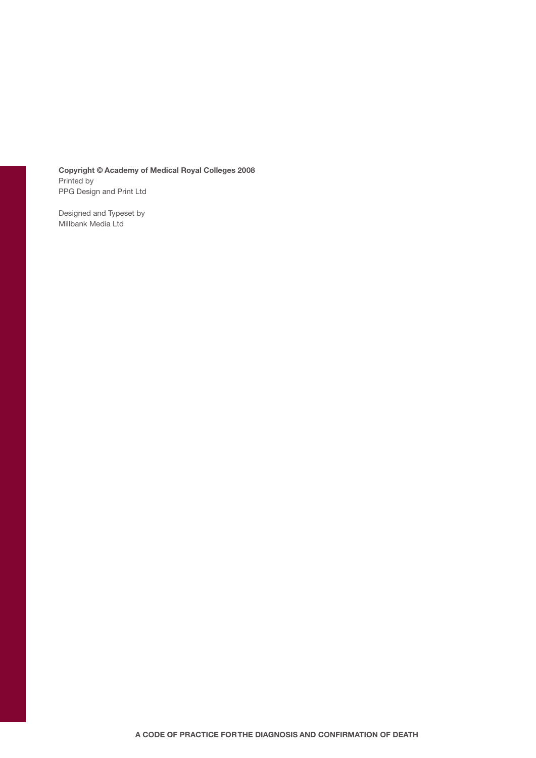**Copyright © Academy of Medical Royal Colleges 2008**
Printed by
PPG Design and Print Ltd

Designed and Typeset by
Millbank Media Ltd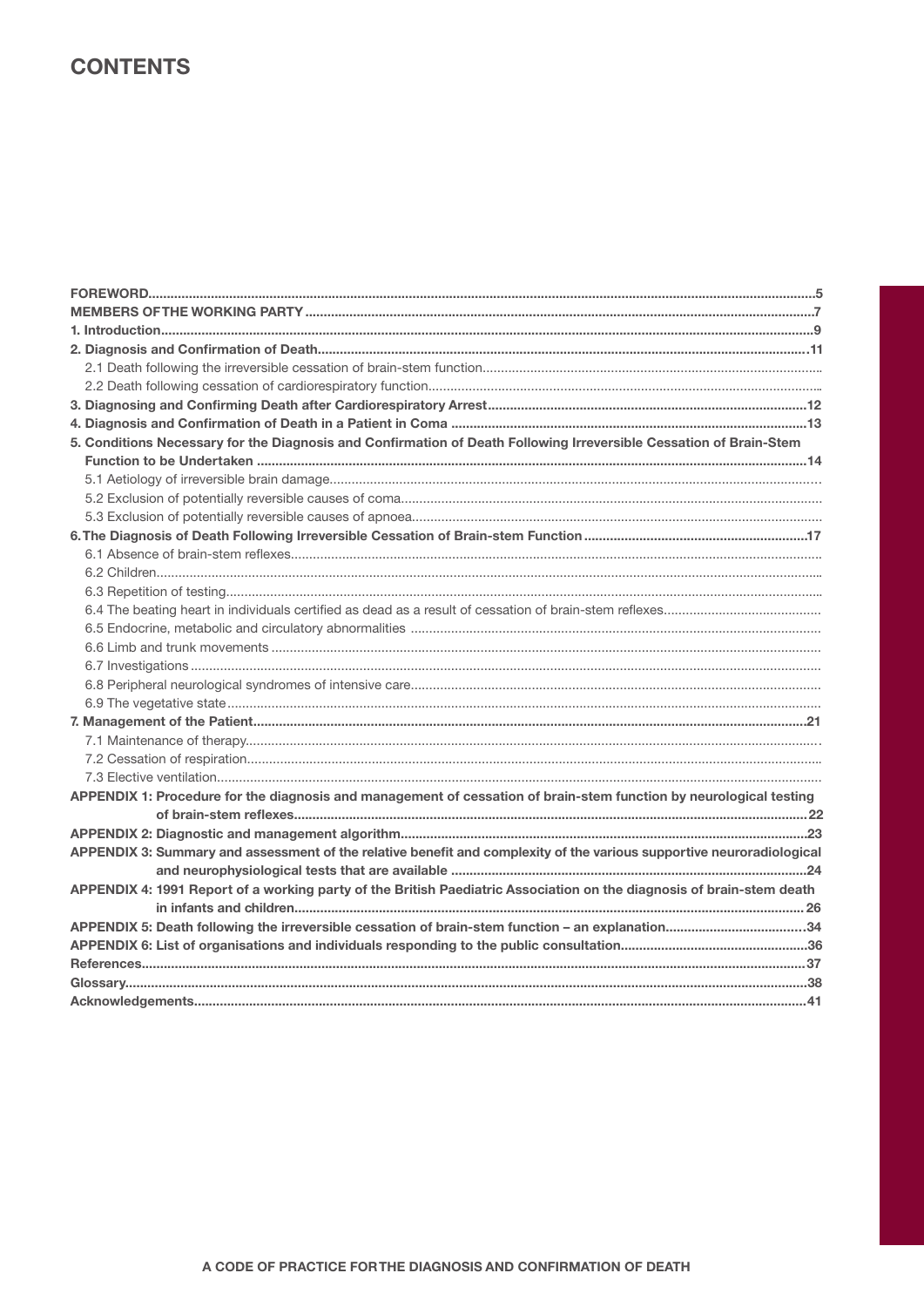# CONTENTS

**FOREWORD** .....5

**MEMBERS OF THE WORKING PARTY** .....7

**1. Introduction** .....9

**2. Diagnosis and Confirmation of Death** .....11

- 2.1 Death following the irreversible cessation of brain-stem function.....
- 2.2 Death following cessation of cardiorespiratory function.....

**3. Diagnosing and Confirming Death after Cardiorespiratory Arrest** .....12

**4. Diagnosis and Confirmation of Death in a Patient in Coma** .....13

**5. Conditions Necessary for the Diagnosis and Confirmation of Death Following Irreversible Cessation of Brain-Stem Function to be Undertaken** .....14

- 5.1 Aetiology of irreversible brain damage.....
- 5.2 Exclusion of potentially reversible causes of coma.....
- 5.3 Exclusion of potentially reversible causes of apnoea.....

**6. The Diagnosis of Death Following Irreversible Cessation of Brain-stem Function** .....17

- 6.1 Absence of brain-stem reflexes.....
- 6.2 Children.....
- 6.3 Repetition of testing.....
- 6.4 The beating heart in individuals certified as dead as a result of cessation of brain-stem reflexes.....
- 6.5 Endocrine, metabolic and circulatory abnormalities .....
- 6.6 Limb and trunk movements .....
- 6.7 Investigations.....
- 6.8 Peripheral neurological syndromes of intensive care.....
- 6.9 The vegetative state.....

**7. Management of the Patient** .....21

- 7.1 Maintenance of therapy.....
- 7.2 Cessation of respiration.....
- 7.3 Elective ventilation.....

**APPENDIX 1: Procedure for the diagnosis and management of cessation of brain-stem function by neurological testing of brain-stem reflexes** .....22

**APPENDIX 2: Diagnostic and management algorithm** .....23

**APPENDIX 3: Summary and assessment of the relative benefit and complexity of the various supportive neuroradiological and neurophysiological tests that are available** .....24

**APPENDIX 4: 1991 Report of a working party of the British Paediatric Association on the diagnosis of brain-stem death in infants and children** .....26

**APPENDIX 5: Death following the irreversible cessation of brain-stem function – an explanation** .....34

**APPENDIX 6: List of organisations and individuals responding to the public consultation** .....36

**References** .....37

**Glossary** .....38

**Acknowledgements** .....41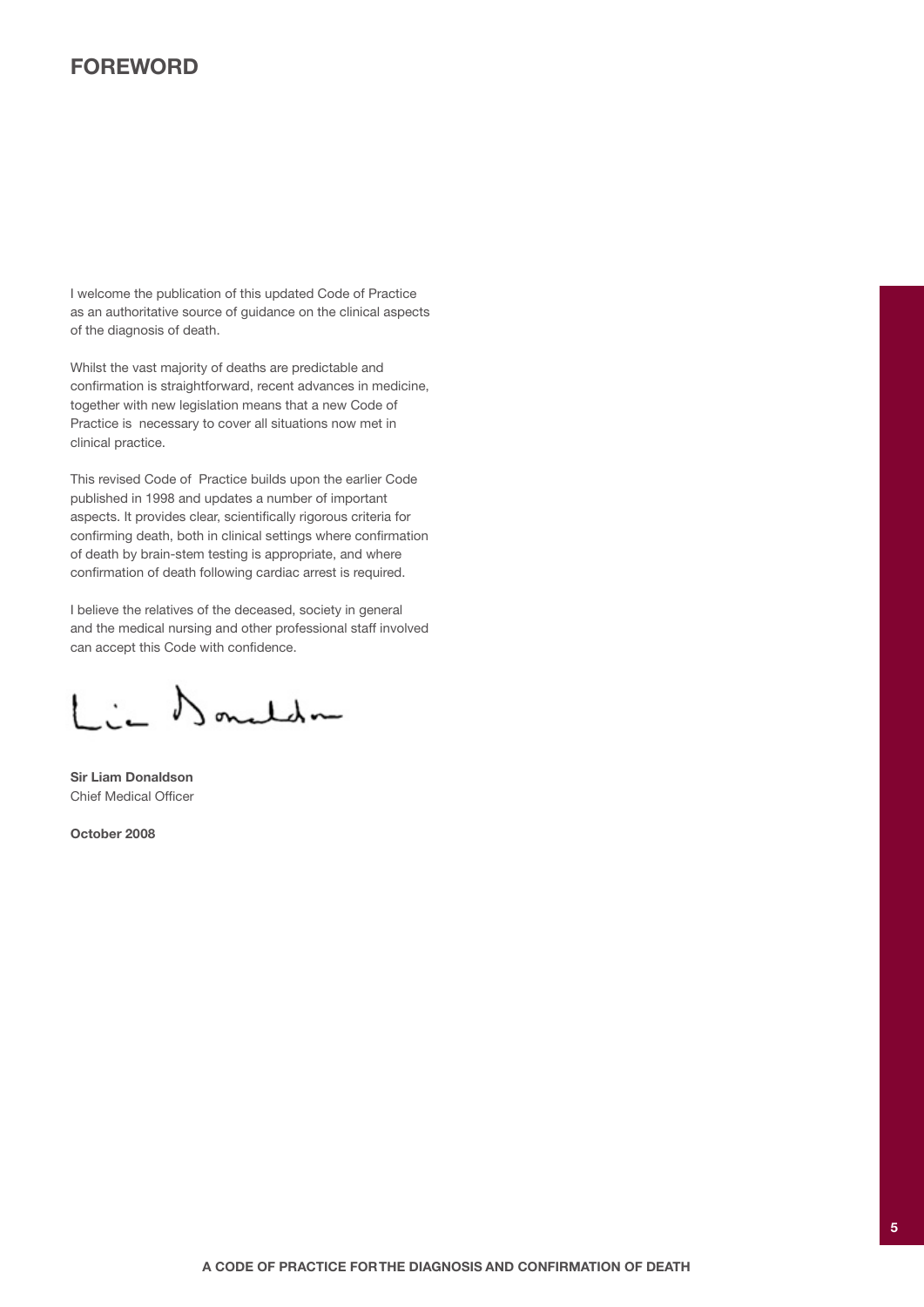## FOREWORD

I welcome the publication of this updated Code of Practice as an authoritative source of guidance on the clinical aspects of the diagnosis of death.

Whilst the vast majority of deaths are predictable and confirmation is straightforward, recent advances in medicine, together with new legislation means that a new Code of Practice is necessary to cover all situations now met in clinical practice.

This revised Code of Practice builds upon the earlier Code published in 1998 and updates a number of important aspects. It provides clear, scientifically rigorous criteria for confirming death, both in clinical settings where confirmation of death by brain-stem testing is appropriate, and where confirmation of death following cardiac arrest is required.

I believe the relatives of the deceased, society in general and the medical nursing and other professional staff involved can accept this Code with confidence.

**Sir Liam Donaldson**
Chief Medical Officer

**October 2008**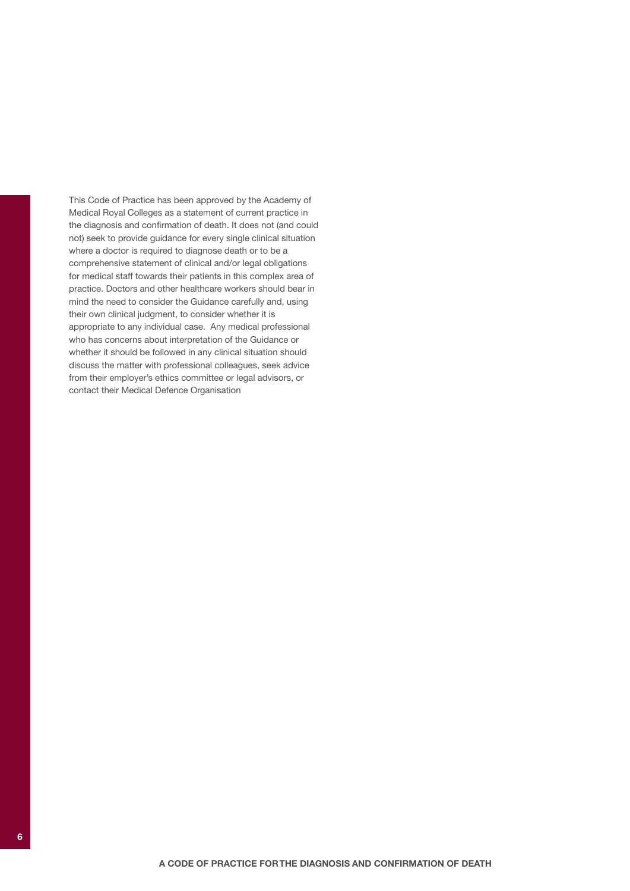This Code of Practice has been approved by the Academy of Medical Royal Colleges as a statement of current practice in the diagnosis and confirmation of death. It does not (and could not) seek to provide guidance for every single clinical situation where a doctor is required to diagnose death or to be a comprehensive statement of clinical and/or legal obligations for medical staff towards their patients in this complex area of practice. Doctors and other healthcare workers should bear in mind the need to consider the Guidance carefully and, using their own clinical judgment, to consider whether it is appropriate to any individual case. Any medical professional who has concerns about interpretation of the Guidance or whether it should be followed in any clinical situation should discuss the matter with professional colleagues, seek advice from their employer's ethics committee or legal advisors, or contact their Medical Defence Organisation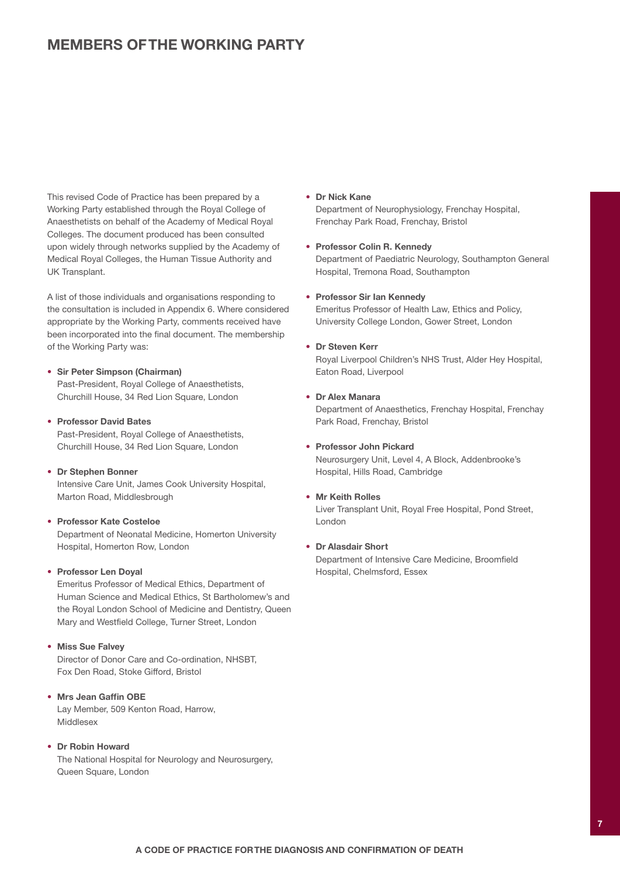# MEMBERS OF THE WORKING PARTY

This revised Code of Practice has been prepared by a Working Party established through the Royal College of Anaesthetists on behalf of the Academy of Medical Royal Colleges. The document produced has been consulted upon widely through networks supplied by the Academy of Medical Royal Colleges, the Human Tissue Authority and UK Transplant.

A list of those individuals and organisations responding to the consultation is included in Appendix 6. Where considered appropriate by the Working Party, comments received have been incorporated into the final document. The membership of the Working Party was:

- **Sir Peter Simpson (Chairman)**
  Past-President, Royal College of Anaesthetists, Churchill House, 34 Red Lion Square, London

- **Professor David Bates**
  Past-President, Royal College of Anaesthetists, Churchill House, 34 Red Lion Square, London

- **Dr Stephen Bonner**
  Intensive Care Unit, James Cook University Hospital, Marton Road, Middlesbrough

- **Professor Kate Costeloe**
  Department of Neonatal Medicine, Homerton University Hospital, Homerton Row, London

- **Professor Len Doyal**
  Emeritus Professor of Medical Ethics, Department of Human Science and Medical Ethics, St Bartholomew's and the Royal London School of Medicine and Dentistry, Queen Mary and Westfield College, Turner Street, London

- **Miss Sue Falvey**
  Director of Donor Care and Co-ordination, NHSBT, Fox Den Road, Stoke Gifford, Bristol

- **Mrs Jean Gaffin OBE**
  Lay Member, 509 Kenton Road, Harrow, Middlesex

- **Dr Robin Howard**
  The National Hospital for Neurology and Neurosurgery, Queen Square, London

- **Dr Nick Kane**
  Department of Neurophysiology, Frenchay Hospital, Frenchay Park Road, Frenchay, Bristol

- **Professor Colin R. Kennedy**
  Department of Paediatric Neurology, Southampton General Hospital, Tremona Road, Southampton

- **Professor Sir Ian Kennedy**
  Emeritus Professor of Health Law, Ethics and Policy, University College London, Gower Street, London

- **Dr Steven Kerr**
  Royal Liverpool Children's NHS Trust, Alder Hey Hospital, Eaton Road, Liverpool

- **Dr Alex Manara**
  Department of Anaesthetics, Frenchay Hospital, Frenchay Park Road, Frenchay, Bristol

- **Professor John Pickard**
  Neurosurgery Unit, Level 4, A Block, Addenbrooke's Hospital, Hills Road, Cambridge

- **Mr Keith Rolles**
  Liver Transplant Unit, Royal Free Hospital, Pond Street, London

- **Dr Alasdair Short**
  Department of Intensive Care Medicine, Broomfield Hospital, Chelmsford, Essex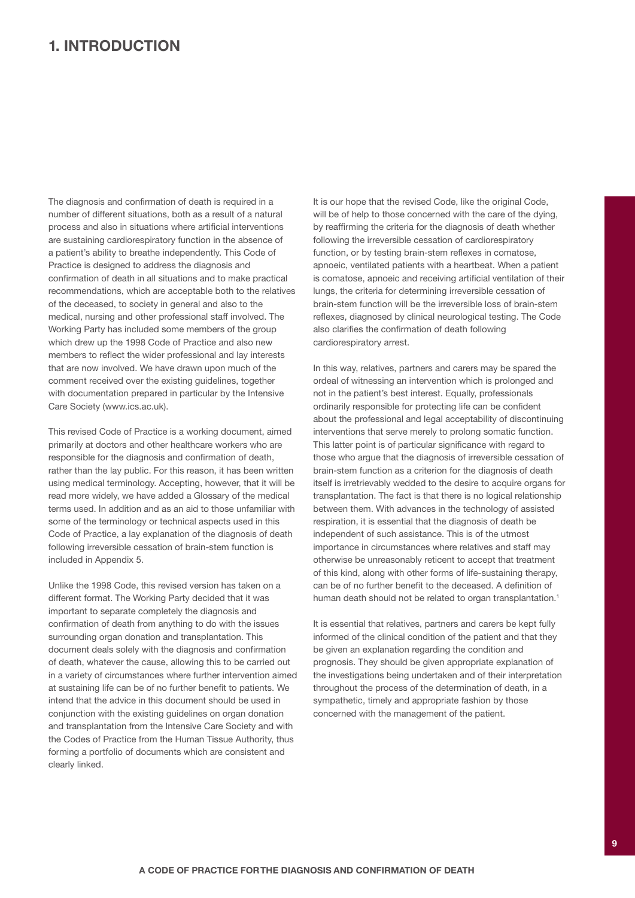# 1. INTRODUCTION

The diagnosis and confirmation of death is required in a number of different situations, both as a result of a natural process and also in situations where artificial interventions are sustaining cardiorespiratory function in the absence of a patient's ability to breathe independently. This Code of Practice is designed to address the diagnosis and confirmation of death in all situations and to make practical recommendations, which are acceptable both to the relatives of the deceased, to society in general and also to the medical, nursing and other professional staff involved. The Working Party has included some members of the group which drew up the 1998 Code of Practice and also new members to reflect the wider professional and lay interests that are now involved. We have drawn upon much of the comment received over the existing guidelines, together with documentation prepared in particular by the Intensive Care Society (www.ics.ac.uk).

This revised Code of Practice is a working document, aimed primarily at doctors and other healthcare workers who are responsible for the diagnosis and confirmation of death, rather than the lay public. For this reason, it has been written using medical terminology. Accepting, however, that it will be read more widely, we have added a Glossary of the medical terms used. In addition and as an aid to those unfamiliar with some of the terminology or technical aspects used in this Code of Practice, a lay explanation of the diagnosis of death following irreversible cessation of brain-stem function is included in Appendix 5.

Unlike the 1998 Code, this revised version has taken on a different format. The Working Party decided that it was important to separate completely the diagnosis and confirmation of death from anything to do with the issues surrounding organ donation and transplantation. This document deals solely with the diagnosis and confirmation of death, whatever the cause, allowing this to be carried out in a variety of circumstances where further intervention aimed at sustaining life can be of no further benefit to patients. We intend that the advice in this document should be used in conjunction with the existing guidelines on organ donation and transplantation from the Intensive Care Society and with the Codes of Practice from the Human Tissue Authority, thus forming a portfolio of documents which are consistent and clearly linked.

It is our hope that the revised Code, like the original Code, will be of help to those concerned with the care of the dying, by reaffirming the criteria for the diagnosis of death whether following the irreversible cessation of cardiorespiratory function, or by testing brain-stem reflexes in comatose, apnoeic, ventilated patients with a heartbeat. When a patient is comatose, apnoeic and receiving artificial ventilation of their lungs, the criteria for determining irreversible cessation of brain-stem function will be the irreversible loss of brain-stem reflexes, diagnosed by clinical neurological testing. The Code also clarifies the confirmation of death following cardiorespiratory arrest.

In this way, relatives, partners and carers may be spared the ordeal of witnessing an intervention which is prolonged and not in the patient's best interest. Equally, professionals ordinarily responsible for protecting life can be confident about the professional and legal acceptability of discontinuing interventions that serve merely to prolong somatic function. This latter point is of particular significance with regard to those who argue that the diagnosis of irreversible cessation of brain-stem function as a criterion for the diagnosis of death itself is irretrievably wedded to the desire to acquire organs for transplantation. The fact is that there is no logical relationship between them. With advances in the technology of assisted respiration, it is essential that the diagnosis of death be independent of such assistance. This is of the utmost importance in circumstances where relatives and staff may otherwise be unreasonably reticent to accept that treatment of this kind, along with other forms of life-sustaining therapy, can be of no further benefit to the deceased. A definition of human death should not be related to organ transplantation.[1]

It is essential that relatives, partners and carers be kept fully informed of the clinical condition of the patient and that they be given an explanation regarding the condition and prognosis. They should be given appropriate explanation of the investigations being undertaken and of their interpretation throughout the process of the determination of death, in a sympathetic, timely and appropriate fashion by those concerned with the management of the patient.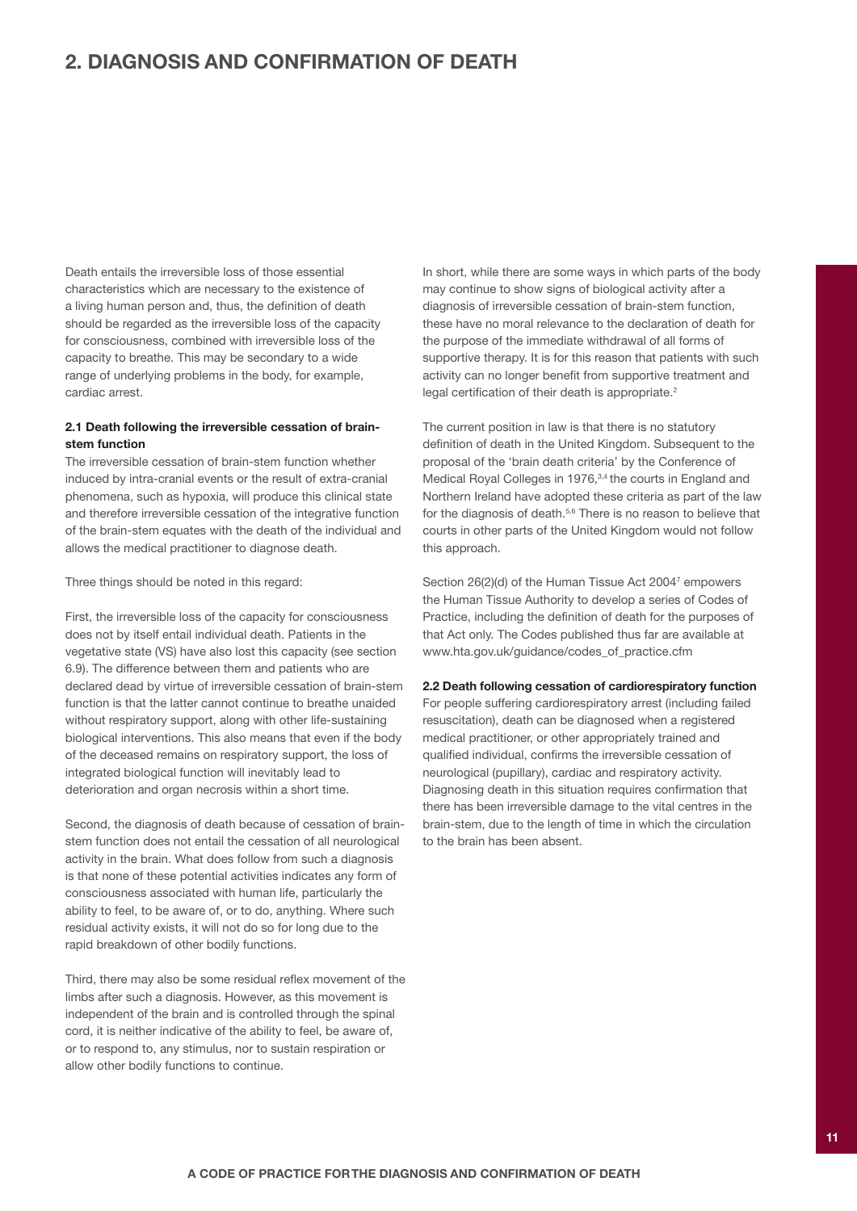# 2. DIAGNOSIS AND CONFIRMATION OF DEATH

Death entails the irreversible loss of those essential characteristics which are necessary to the existence of a living human person and, thus, the definition of death should be regarded as the irreversible loss of the capacity for consciousness, combined with irreversible loss of the capacity to breathe. This may be secondary to a wide range of underlying problems in the body, for example, cardiac arrest.

### 2.1 Death following the irreversible cessation of brain-stem function

The irreversible cessation of brain-stem function whether induced by intra-cranial events or the result of extra-cranial phenomena, such as hypoxia, will produce this clinical state and therefore irreversible cessation of the integrative function of the brain-stem equates with the death of the individual and allows the medical practitioner to diagnose death.

Three things should be noted in this regard:

First, the irreversible loss of the capacity for consciousness does not by itself entail individual death. Patients in the vegetative state (VS) have also lost this capacity (see section 6.9). The difference between them and patients who are declared dead by virtue of irreversible cessation of brain-stem function is that the latter cannot continue to breathe unaided without respiratory support, along with other life-sustaining biological interventions. This also means that even if the body of the deceased remains on respiratory support, the loss of integrated biological function will inevitably lead to deterioration and organ necrosis within a short time.

Second, the diagnosis of death because of cessation of brain-stem function does not entail the cessation of all neurological activity in the brain. What does follow from such a diagnosis is that none of these potential activities indicates any form of consciousness associated with human life, particularly the ability to feel, to be aware of, or to do, anything. Where such residual activity exists, it will not do so for long due to the rapid breakdown of other bodily functions.

Third, there may also be some residual reflex movement of the limbs after such a diagnosis. However, as this movement is independent of the brain and is controlled through the spinal cord, it is neither indicative of the ability to feel, be aware of, or to respond to, any stimulus, nor to sustain respiration or allow other bodily functions to continue.

In short, while there are some ways in which parts of the body may continue to show signs of biological activity after a diagnosis of irreversible cessation of brain-stem function, these have no moral relevance to the declaration of death for the purpose of the immediate withdrawal of all forms of supportive therapy. It is for this reason that patients with such activity can no longer benefit from supportive treatment and legal certification of their death is appropriate.[2]

The current position in law is that there is no statutory definition of death in the United Kingdom. Subsequent to the proposal of the 'brain death criteria' by the Conference of Medical Royal Colleges in 1976,[3,4] the courts in England and Northern Ireland have adopted these criteria as part of the law for the diagnosis of death.[5,6] There is no reason to believe that courts in other parts of the United Kingdom would not follow this approach.

Section 26(2)(d) of the Human Tissue Act 2004[7] empowers the Human Tissue Authority to develop a series of Codes of Practice, including the definition of death for the purposes of that Act only. The Codes published thus far are available at www.hta.gov.uk/guidance/codes_of_practice.cfm

### 2.2 Death following cessation of cardiorespiratory function

For people suffering cardiorespiratory arrest (including failed resuscitation), death can be diagnosed when a registered medical practitioner, or other appropriately trained and qualified individual, confirms the irreversible cessation of neurological (pupillary), cardiac and respiratory activity. Diagnosing death in this situation requires confirmation that there has been irreversible damage to the vital centres in the brain-stem, due to the length of time in which the circulation to the brain has been absent.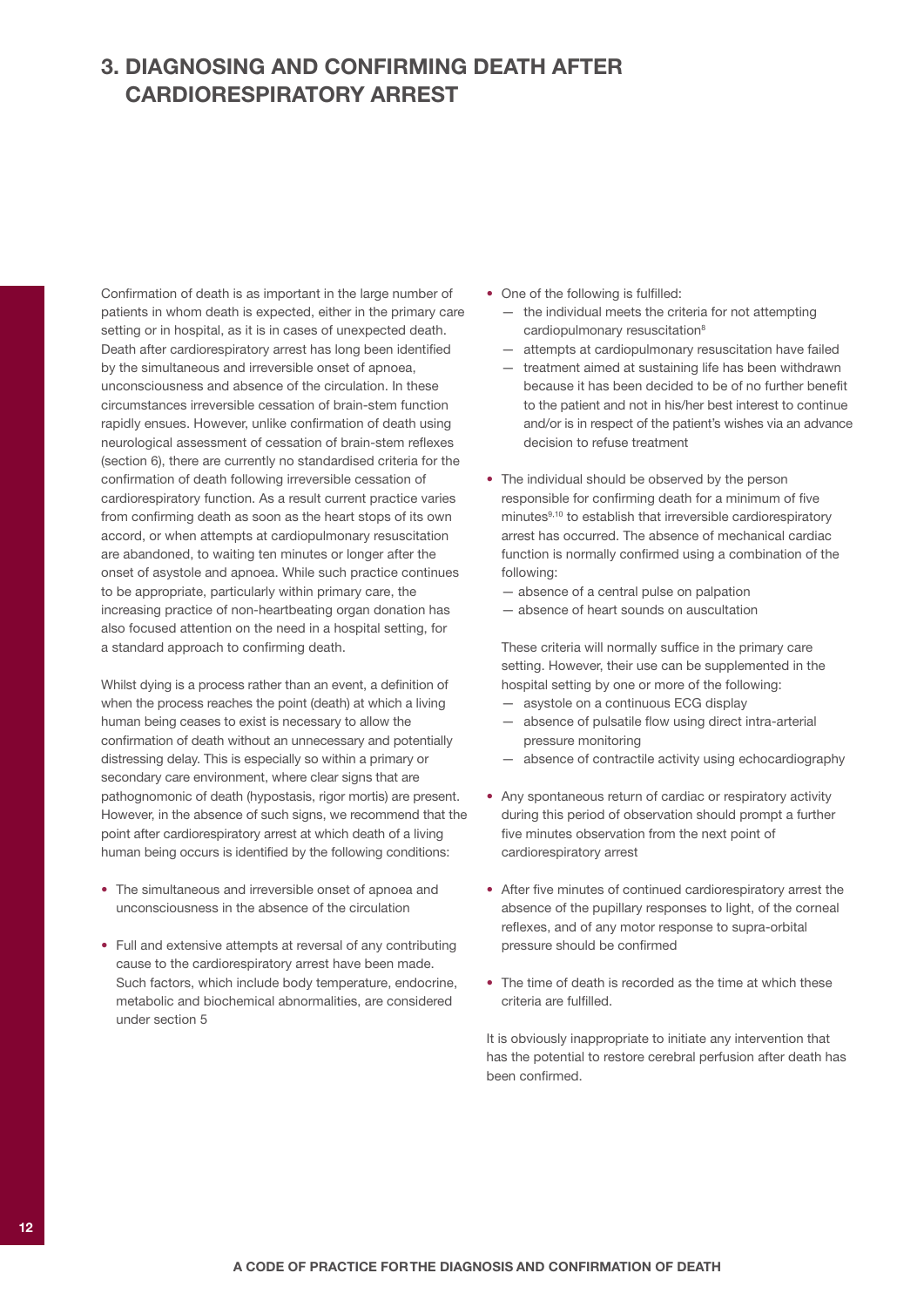## 3. DIAGNOSING AND CONFIRMING DEATH AFTER CARDIORESPIRATORY ARREST

Confirmation of death is as important in the large number of patients in whom death is expected, either in the primary care setting or in hospital, as it is in cases of unexpected death. Death after cardiorespiratory arrest has long been identified by the simultaneous and irreversible onset of apnoea, unconsciousness and absence of the circulation. In these circumstances irreversible cessation of brain-stem function rapidly ensues. However, unlike confirmation of death using neurological assessment of cessation of brain-stem reflexes (section 6), there are currently no standardised criteria for the confirmation of death following irreversible cessation of cardiorespiratory function. As a result current practice varies from confirming death as soon as the heart stops of its own accord, or when attempts at cardiopulmonary resuscitation are abandoned, to waiting ten minutes or longer after the onset of asystole and apnoea. While such practice continues to be appropriate, particularly within primary care, the increasing practice of non-heartbeating organ donation has also focused attention on the need in a hospital setting, for a standard approach to confirming death.

Whilst dying is a process rather than an event, a definition of when the process reaches the point (death) at which a living human being ceases to exist is necessary to allow the confirmation of death without an unnecessary and potentially distressing delay. This is especially so within a primary or secondary care environment, where clear signs that are pathognomonic of death (hypostasis, rigor mortis) are present. However, in the absence of such signs, we recommend that the point after cardiorespiratory arrest at which death of a living human being occurs is identified by the following conditions:

- The simultaneous and irreversible onset of apnoea and unconsciousness in the absence of the circulation
- Full and extensive attempts at reversal of any contributing cause to the cardiorespiratory arrest have been made. Such factors, which include body temperature, endocrine, metabolic and biochemical abnormalities, are considered under section 5
- One of the following is fulfilled:
  - the individual meets the criteria for not attempting cardiopulmonary resuscitation[8]
  - attempts at cardiopulmonary resuscitation have failed
  - treatment aimed at sustaining life has been withdrawn because it has been decided to be of no further benefit to the patient and not in his/her best interest to continue and/or is in respect of the patient's wishes via an advance decision to refuse treatment
- The individual should be observed by the person responsible for confirming death for a minimum of five minutes[9,10] to establish that irreversible cardiorespiratory arrest has occurred. The absence of mechanical cardiac function is normally confirmed using a combination of the following:
  - absence of a central pulse on palpation
  - absence of heart sounds on auscultation

  These criteria will normally suffice in the primary care setting. However, their use can be supplemented in the hospital setting by one or more of the following:
  - asystole on a continuous ECG display
  - absence of pulsatile flow using direct intra-arterial pressure monitoring
  - absence of contractile activity using echocardiography
- Any spontaneous return of cardiac or respiratory activity during this period of observation should prompt a further five minutes observation from the next point of cardiorespiratory arrest
- After five minutes of continued cardiorespiratory arrest the absence of the pupillary responses to light, of the corneal reflexes, and of any motor response to supra-orbital pressure should be confirmed
- The time of death is recorded as the time at which these criteria are fulfilled.

It is obviously inappropriate to initiate any intervention that has the potential to restore cerebral perfusion after death has been confirmed.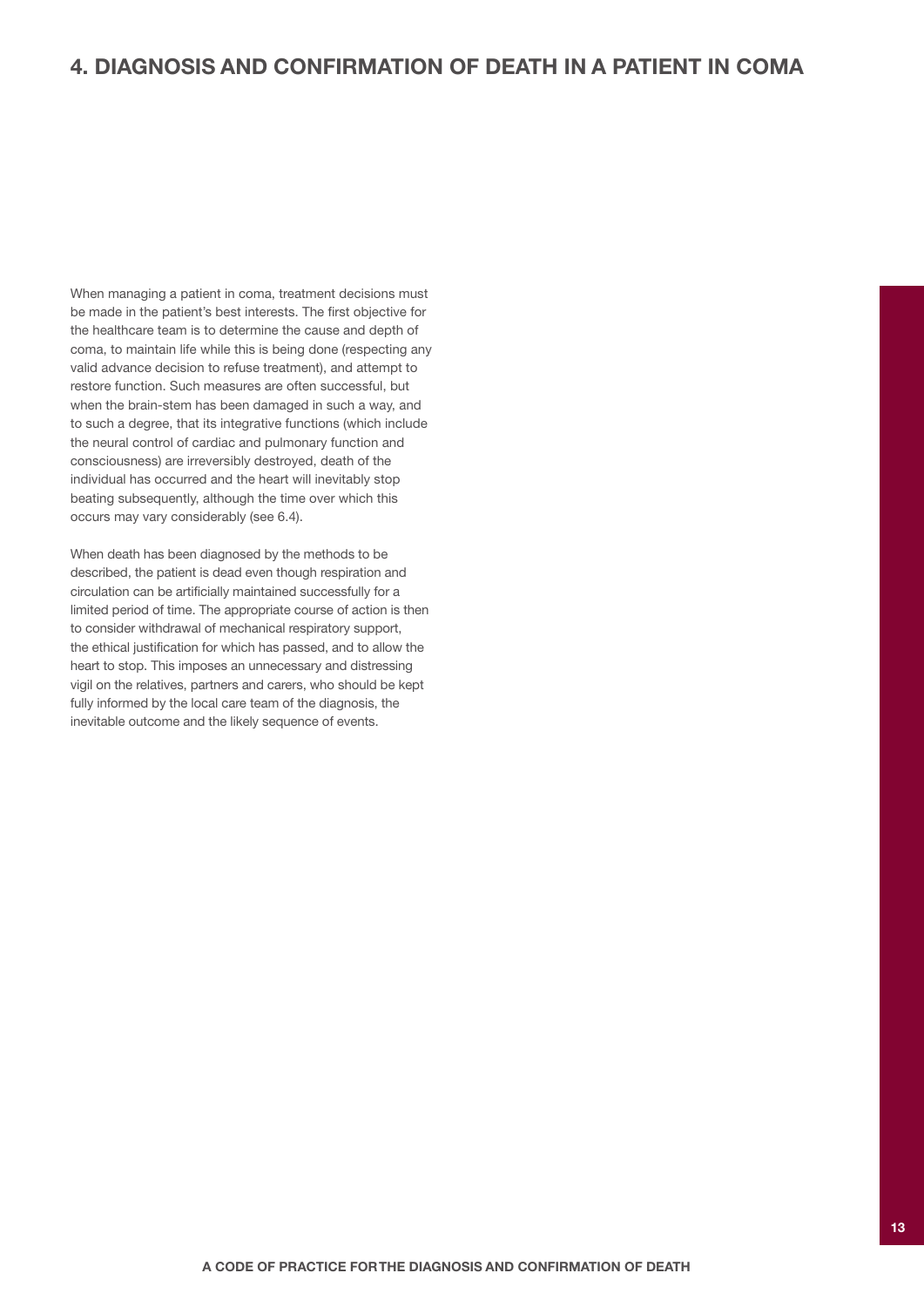# 4. DIAGNOSIS AND CONFIRMATION OF DEATH IN A PATIENT IN COMA

When managing a patient in coma, treatment decisions must be made in the patient's best interests. The first objective for the healthcare team is to determine the cause and depth of coma, to maintain life while this is being done (respecting any valid advance decision to refuse treatment), and attempt to restore function. Such measures are often successful, but when the brain-stem has been damaged in such a way, and to such a degree, that its integrative functions (which include the neural control of cardiac and pulmonary function and consciousness) are irreversibly destroyed, death of the individual has occurred and the heart will inevitably stop beating subsequently, although the time over which this occurs may vary considerably (see 6.4).

When death has been diagnosed by the methods to be described, the patient is dead even though respiration and circulation can be artificially maintained successfully for a limited period of time. The appropriate course of action is then to consider withdrawal of mechanical respiratory support, the ethical justification for which has passed, and to allow the heart to stop. This imposes an unnecessary and distressing vigil on the relatives, partners and carers, who should be kept fully informed by the local care team of the diagnosis, the inevitable outcome and the likely sequence of events.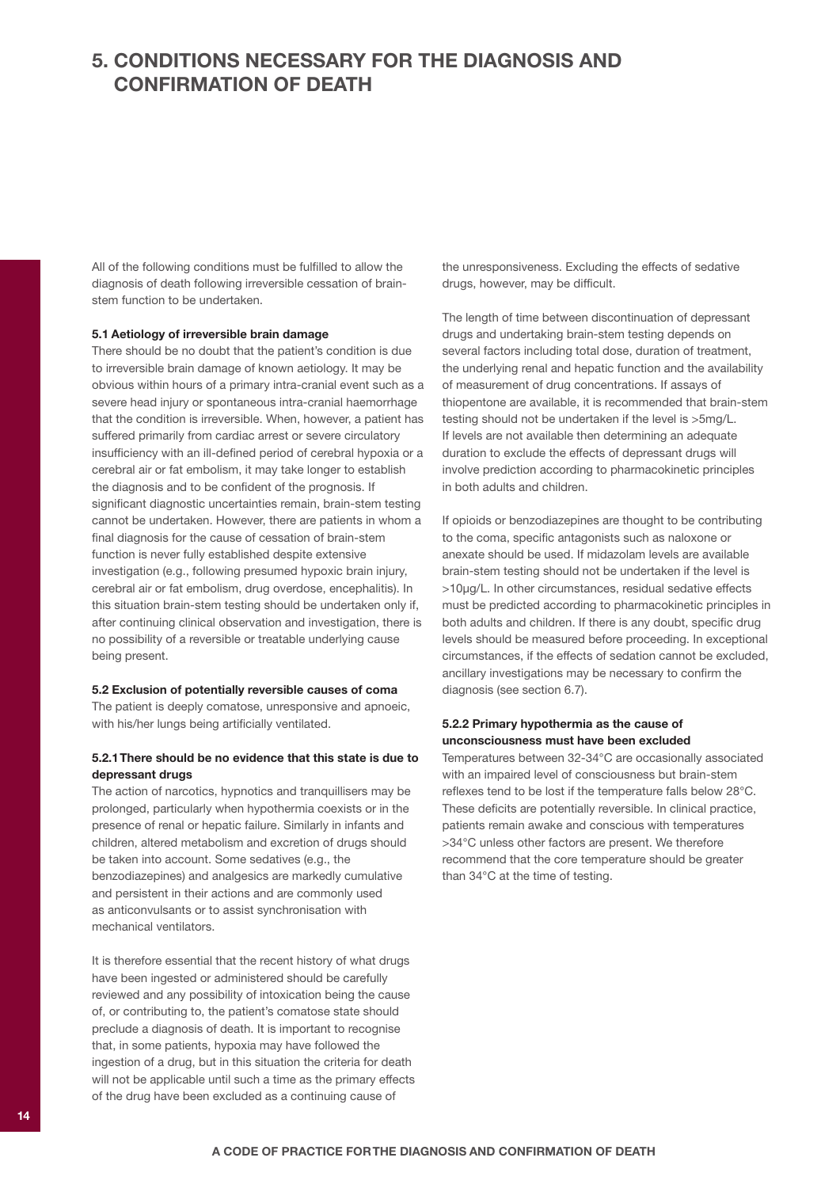# 5. CONDITIONS NECESSARY FOR THE DIAGNOSIS AND CONFIRMATION OF DEATH

All of the following conditions must be fulfilled to allow the diagnosis of death following irreversible cessation of brain-stem function to be undertaken.

**5.1 Aetiology of irreversible brain damage**

There should be no doubt that the patient's condition is due to irreversible brain damage of known aetiology. It may be obvious within hours of a primary intra-cranial event such as a severe head injury or spontaneous intra-cranial haemorrhage that the condition is irreversible. When, however, a patient has suffered primarily from cardiac arrest or severe circulatory insufficiency with an ill-defined period of cerebral hypoxia or a cerebral air or fat embolism, it may take longer to establish the diagnosis and to be confident of the prognosis. If significant diagnostic uncertainties remain, brain-stem testing cannot be undertaken. However, there are patients in whom a final diagnosis for the cause of cessation of brain-stem function is never fully established despite extensive investigation (e.g., following presumed hypoxic brain injury, cerebral air or fat embolism, drug overdose, encephalitis). In this situation brain-stem testing should be undertaken only if, after continuing clinical observation and investigation, there is no possibility of a reversible or treatable underlying cause being present.

**5.2 Exclusion of potentially reversible causes of coma**

The patient is deeply comatose, unresponsive and apnoeic, with his/her lungs being artificially ventilated.

**5.2.1 There should be no evidence that this state is due to depressant drugs**

The action of narcotics, hypnotics and tranquillisers may be prolonged, particularly when hypothermia coexists or in the presence of renal or hepatic failure. Similarly in infants and children, altered metabolism and excretion of drugs should be taken into account. Some sedatives (e.g., the benzodiazepines) and analgesics are markedly cumulative and persistent in their actions and are commonly used as anticonvulsants or to assist synchronisation with mechanical ventilators.

It is therefore essential that the recent history of what drugs have been ingested or administered should be carefully reviewed and any possibility of intoxication being the cause of, or contributing to, the patient's comatose state should preclude a diagnosis of death. It is important to recognise that, in some patients, hypoxia may have followed the ingestion of a drug, but in this situation the criteria for death will not be applicable until such a time as the primary effects of the drug have been excluded as a continuing cause of the unresponsiveness. Excluding the effects of sedative drugs, however, may be difficult.

The length of time between discontinuation of depressant drugs and undertaking brain-stem testing depends on several factors including total dose, duration of treatment, the underlying renal and hepatic function and the availability of measurement of drug concentrations. If assays of thiopentone are available, it is recommended that brain-stem testing should not be undertaken if the level is >5mg/L. If levels are not available then determining an adequate duration to exclude the effects of depressant drugs will involve prediction according to pharmacokinetic principles in both adults and children.

If opioids or benzodiazepines are thought to be contributing to the coma, specific antagonists such as naloxone or anexate should be used. If midazolam levels are available brain-stem testing should not be undertaken if the level is >10µg/L. In other circumstances, residual sedative effects must be predicted according to pharmacokinetic principles in both adults and children. If there is any doubt, specific drug levels should be measured before proceeding. In exceptional circumstances, if the effects of sedation cannot be excluded, ancillary investigations may be necessary to confirm the diagnosis (see section 6.7).

**5.2.2 Primary hypothermia as the cause of unconsciousness must have been excluded**

Temperatures between 32-34°C are occasionally associated with an impaired level of consciousness but brain-stem reflexes tend to be lost if the temperature falls below 28°C. These deficits are potentially reversible. In clinical practice, patients remain awake and conscious with temperatures >34°C unless other factors are present. We therefore recommend that the core temperature should be greater than 34°C at the time of testing.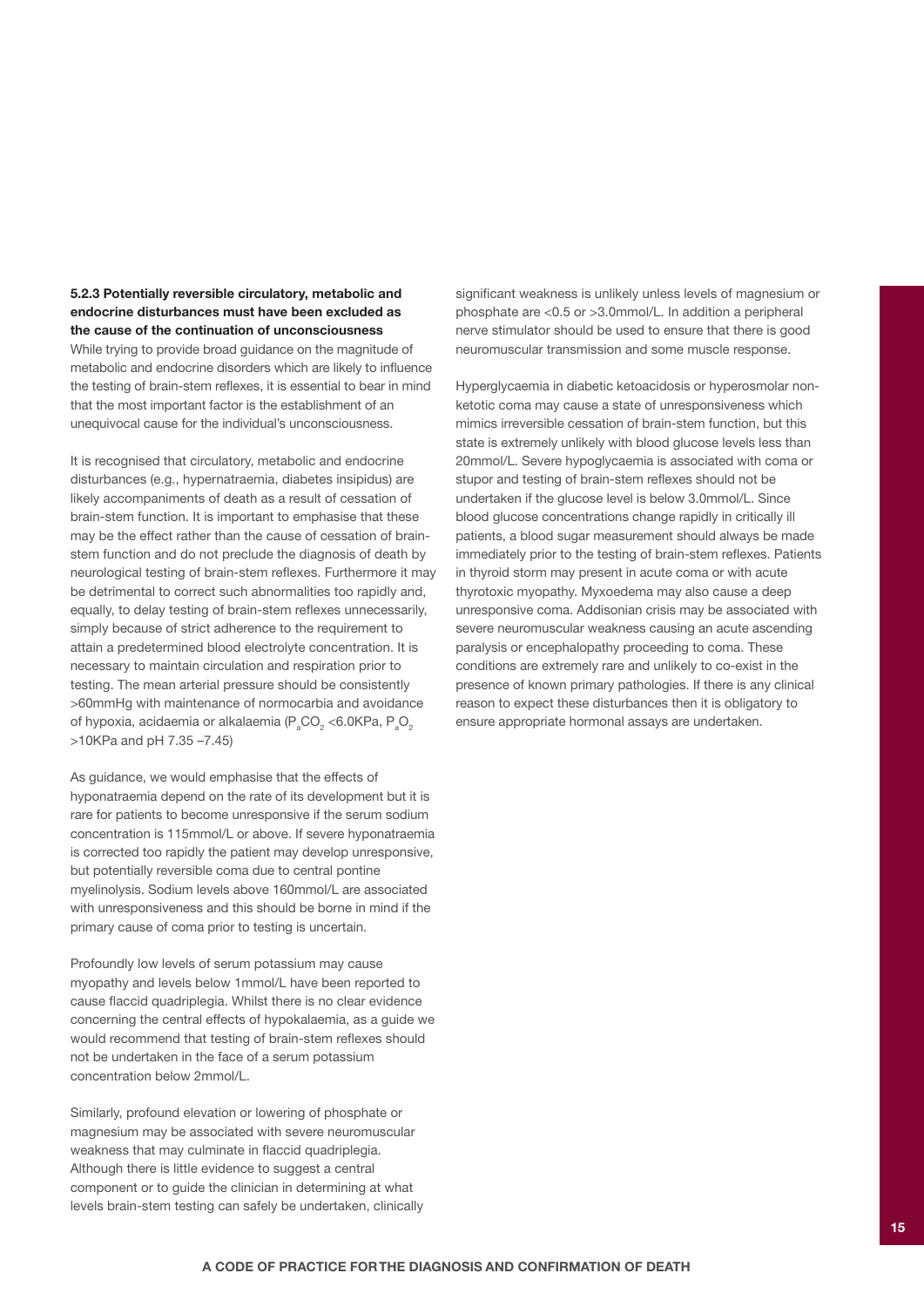**5.2.3 Potentially reversible circulatory, metabolic and endocrine disturbances must have been excluded as the cause of the continuation of unconsciousness**

While trying to provide broad guidance on the magnitude of metabolic and endocrine disorders which are likely to influence the testing of brain-stem reflexes, it is essential to bear in mind that the most important factor is the establishment of an unequivocal cause for the individual's unconsciousness.

It is recognised that circulatory, metabolic and endocrine disturbances (e.g., hypernatraemia, diabetes insipidus) are likely accompaniments of death as a result of cessation of brain-stem function. It is important to emphasise that these may be the effect rather than the cause of cessation of brain-stem function and do not preclude the diagnosis of death by neurological testing of brain-stem reflexes. Furthermore it may be detrimental to correct such abnormalities too rapidly and, equally, to delay testing of brain-stem reflexes unnecessarily, simply because of strict adherence to the requirement to attain a predetermined blood electrolyte concentration. It is necessary to maintain circulation and respiration prior to testing. The mean arterial pressure should be consistently >60mmHg with maintenance of normocarbia and avoidance of hypoxia, acidaemia or alkalaemia ($P_aCO_2$ <6.0KPa, $P_aO_2$ >10KPa and pH 7.35 –7.45)

As guidance, we would emphasise that the effects of hyponatraemia depend on the rate of its development but it is rare for patients to become unresponsive if the serum sodium concentration is 115mmol/L or above. If severe hyponatraemia is corrected too rapidly the patient may develop unresponsive, but potentially reversible coma due to central pontine myelinolysis. Sodium levels above 160mmol/L are associated with unresponsiveness and this should be borne in mind if the primary cause of coma prior to testing is uncertain.

Profoundly low levels of serum potassium may cause myopathy and levels below 1mmol/L have been reported to cause flaccid quadriplegia. Whilst there is no clear evidence concerning the central effects of hypokalaemia, as a guide we would recommend that testing of brain-stem reflexes should not be undertaken in the face of a serum potassium concentration below 2mmol/L.

Similarly, profound elevation or lowering of phosphate or magnesium may be associated with severe neuromuscular weakness that may culminate in flaccid quadriplegia. Although there is little evidence to suggest a central component or to guide the clinician in determining at what levels brain-stem testing can safely be undertaken, clinically significant weakness is unlikely unless levels of magnesium or phosphate are <0.5 or >3.0mmol/L. In addition a peripheral nerve stimulator should be used to ensure that there is good neuromuscular transmission and some muscle response.

Hyperglycaemia in diabetic ketoacidosis or hyperosmolar non-ketotic coma may cause a state of unresponsiveness which mimics irreversible cessation of brain-stem function, but this state is extremely unlikely with blood glucose levels less than 20mmol/L. Severe hypoglycaemia is associated with coma or stupor and testing of brain-stem reflexes should not be undertaken if the glucose level is below 3.0mmol/L. Since blood glucose concentrations change rapidly in critically ill patients, a blood sugar measurement should always be made immediately prior to the testing of brain-stem reflexes. Patients in thyroid storm may present in acute coma or with acute thyrotoxic myopathy. Myxoedema may also cause a deep unresponsive coma. Addisonian crisis may be associated with severe neuromuscular weakness causing an acute ascending paralysis or encephalopathy proceeding to coma. These conditions are extremely rare and unlikely to co-exist in the presence of known primary pathologies. If there is any clinical reason to expect these disturbances then it is obligatory to ensure appropriate hormonal assays are undertaken.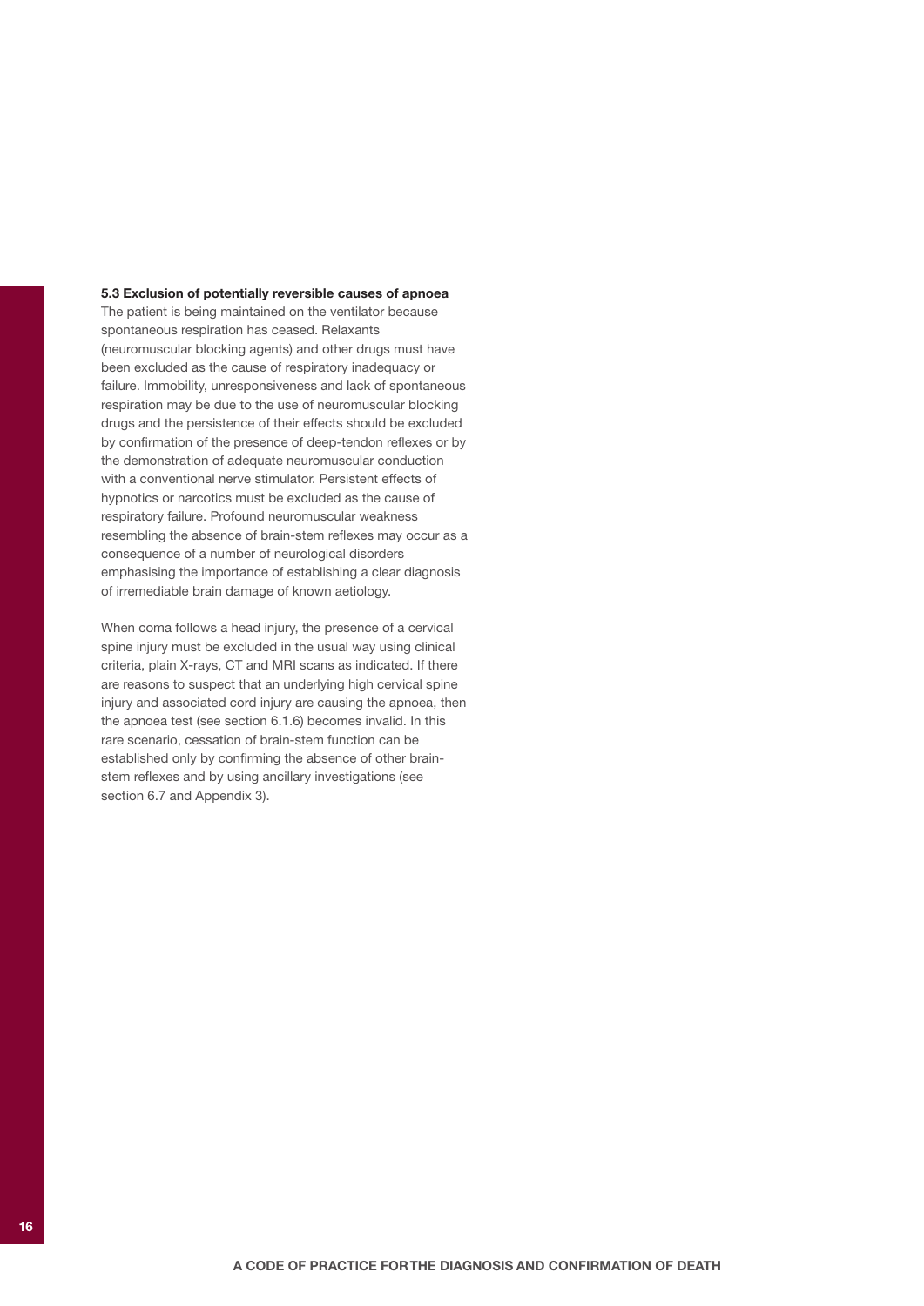### 5.3 Exclusion of potentially reversible causes of apnoea

The patient is being maintained on the ventilator because spontaneous respiration has ceased. Relaxants (neuromuscular blocking agents) and other drugs must have been excluded as the cause of respiratory inadequacy or failure. Immobility, unresponsiveness and lack of spontaneous respiration may be due to the use of neuromuscular blocking drugs and the persistence of their effects should be excluded by confirmation of the presence of deep-tendon reflexes or by the demonstration of adequate neuromuscular conduction with a conventional nerve stimulator. Persistent effects of hypnotics or narcotics must be excluded as the cause of respiratory failure. Profound neuromuscular weakness resembling the absence of brain-stem reflexes may occur as a consequence of a number of neurological disorders emphasising the importance of establishing a clear diagnosis of irremediable brain damage of known aetiology.

When coma follows a head injury, the presence of a cervical spine injury must be excluded in the usual way using clinical criteria, plain X-rays, CT and MRI scans as indicated. If there are reasons to suspect that an underlying high cervical spine injury and associated cord injury are causing the apnoea, then the apnoea test (see section 6.1.6) becomes invalid. In this rare scenario, cessation of brain-stem function can be established only by confirming the absence of other brain-stem reflexes and by using ancillary investigations (see section 6.7 and Appendix 3).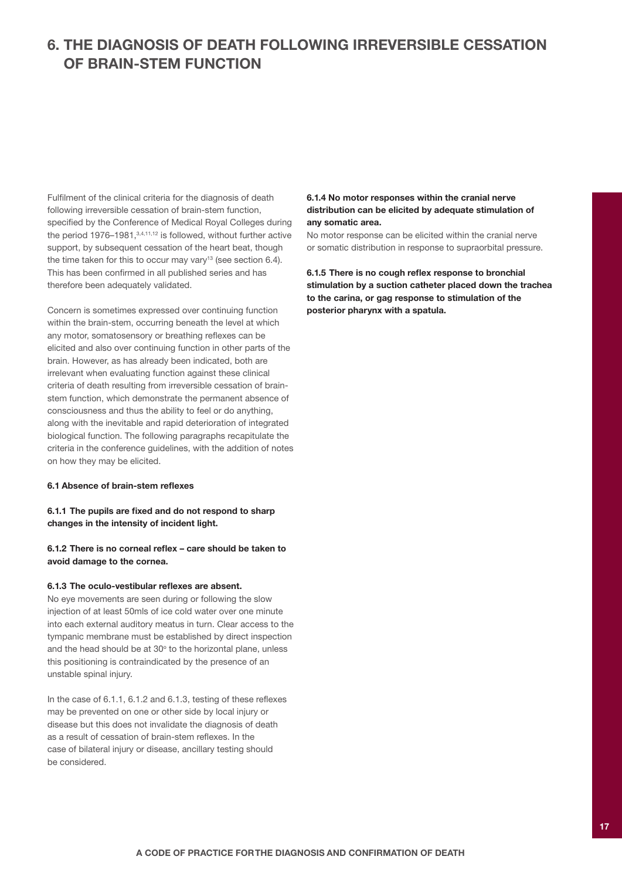# 6. THE DIAGNOSIS OF DEATH FOLLOWING IRREVERSIBLE CESSATION OF BRAIN-STEM FUNCTION

Fulfilment of the clinical criteria for the diagnosis of death following irreversible cessation of brain-stem function, specified by the Conference of Medical Royal Colleges during the period 1976–1981,[3,4,11,12] is followed, without further active support, by subsequent cessation of the heart beat, though the time taken for this to occur may vary[13] (see section 6.4). This has been confirmed in all published series and has therefore been adequately validated.

Concern is sometimes expressed over continuing function within the brain-stem, occurring beneath the level at which any motor, somatosensory or breathing reflexes can be elicited and also over continuing function in other parts of the brain. However, as has already been indicated, both are irrelevant when evaluating function against these clinical criteria of death resulting from irreversible cessation of brain-stem function, which demonstrate the permanent absence of consciousness and thus the ability to feel or do anything, along with the inevitable and rapid deterioration of integrated biological function. The following paragraphs recapitulate the criteria in the conference guidelines, with the addition of notes on how they may be elicited.

**6.1 Absence of brain-stem reflexes**

**6.1.1 The pupils are fixed and do not respond to sharp changes in the intensity of incident light.**

**6.1.2 There is no corneal reflex – care should be taken to avoid damage to the cornea.**

**6.1.3 The oculo-vestibular reflexes are absent.**

No eye movements are seen during or following the slow injection of at least 50mls of ice cold water over one minute into each external auditory meatus in turn. Clear access to the tympanic membrane must be established by direct inspection and the head should be at 30º to the horizontal plane, unless this positioning is contraindicated by the presence of an unstable spinal injury.

In the case of 6.1.1, 6.1.2 and 6.1.3, testing of these reflexes may be prevented on one or other side by local injury or disease but this does not invalidate the diagnosis of death as a result of cessation of brain-stem reflexes. In the case of bilateral injury or disease, ancillary testing should be considered.

**6.1.4 No motor responses within the cranial nerve distribution can be elicited by adequate stimulation of any somatic area.**

No motor response can be elicited within the cranial nerve or somatic distribution in response to supraorbital pressure.

**6.1.5 There is no cough reflex response to bronchial stimulation by a suction catheter placed down the trachea to the carina, or gag response to stimulation of the posterior pharynx with a spatula.**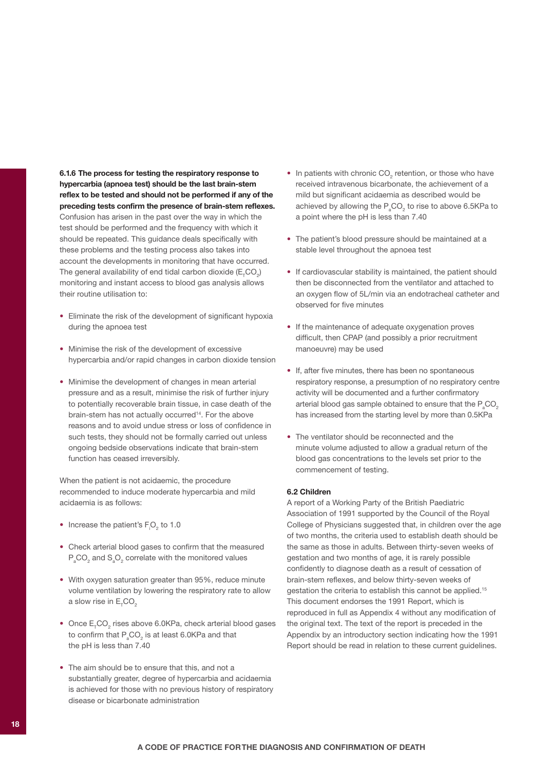**6.1.6 The process for testing the respiratory response to hypercarbia (apnoea test) should be the last brain-stem reflex to be tested and should not be performed if any of the preceding tests confirm the presence of brain-stem reflexes.** Confusion has arisen in the past over the way in which the test should be performed and the frequency with which it should be repeated. This guidance deals specifically with these problems and the testing process also takes into account the developments in monitoring that have occurred. The general availability of end tidal carbon dioxide ($E_TCO_2$) monitoring and instant access to blood gas analysis allows their routine utilisation to:

- Eliminate the risk of the development of significant hypoxia during the apnoea test
- Minimise the risk of the development of excessive hypercarbia and/or rapid changes in carbon dioxide tension
- Minimise the development of changes in mean arterial pressure and as a result, minimise the risk of further injury to potentially recoverable brain tissue, in case death of the brain-stem has not actually occurred[14]. For the above reasons and to avoid undue stress or loss of confidence in such tests, they should not be formally carried out unless ongoing bedside observations indicate that brain-stem function has ceased irreversibly.

When the patient is not acidaemic, the procedure recommended to induce moderate hypercarbia and mild acidaemia is as follows:

- Increase the patient's $F_iO_2$ to 1.0
- Check arterial blood gases to confirm that the measured $P_aCO_2$ and $S_aO_2$ correlate with the monitored values
- With oxygen saturation greater than 95%, reduce minute volume ventilation by lowering the respiratory rate to allow a slow rise in $E_TCO_2$
- Once $E_TCO_2$ rises above 6.0KPa, check arterial blood gases to confirm that $P_aCO_2$ is at least 6.0KPa and that the pH is less than 7.40
- The aim should be to ensure that this, and not a substantially greater, degree of hypercarbia and acidaemia is achieved for those with no previous history of respiratory disease or bicarbonate administration
- In patients with chronic $CO_2$ retention, or those who have received intravenous bicarbonate, the achievement of a mild but significant acidaemia as described would be achieved by allowing the $P_aCO_2$ to rise to above 6.5KPa to a point where the pH is less than 7.40
- The patient's blood pressure should be maintained at a stable level throughout the apnoea test
- If cardiovascular stability is maintained, the patient should then be disconnected from the ventilator and attached to an oxygen flow of 5L/min via an endotracheal catheter and observed for five minutes
- If the maintenance of adequate oxygenation proves difficult, then CPAP (and possibly a prior recruitment manoeuvre) may be used
- If, after five minutes, there has been no spontaneous respiratory response, a presumption of no respiratory centre activity will be documented and a further confirmatory arterial blood gas sample obtained to ensure that the $P_aCO_2$ has increased from the starting level by more than 0.5KPa
- The ventilator should be reconnected and the minute volume adjusted to allow a gradual return of the blood gas concentrations to the levels set prior to the commencement of testing.

**6.2 Children**

A report of a Working Party of the British Paediatric Association of 1991 supported by the Council of the Royal College of Physicians suggested that, in children over the age of two months, the criteria used to establish death should be the same as those in adults. Between thirty-seven weeks of gestation and two months of age, it is rarely possible confidently to diagnose death as a result of cessation of brain-stem reflexes, and below thirty-seven weeks of gestation the criteria to establish this cannot be applied.[15] This document endorses the 1991 Report, which is reproduced in full as Appendix 4 without any modification of the original text. The text of the report is preceded in the Appendix by an introductory section indicating how the 1991 Report should be read in relation to these current guidelines.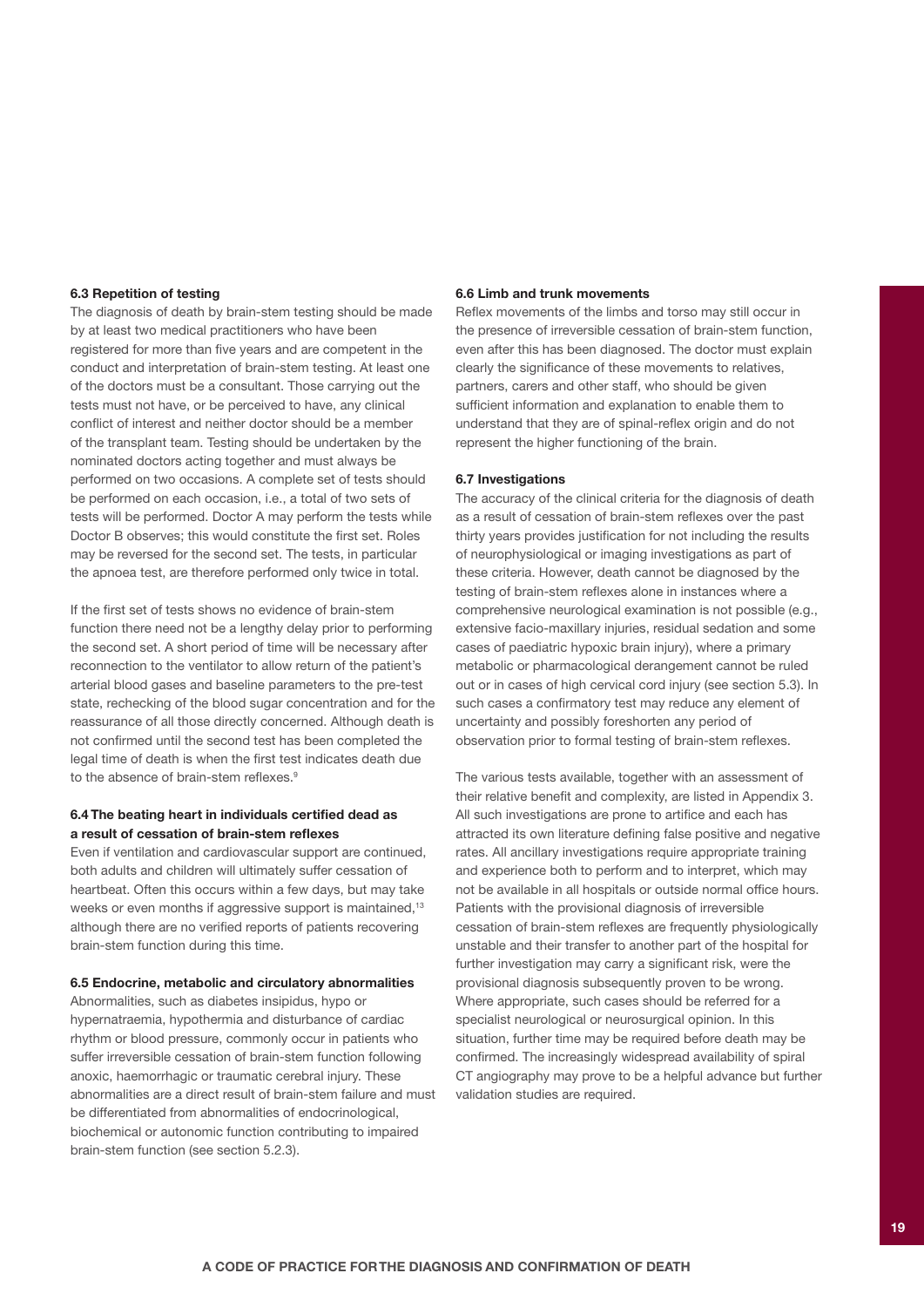### 6.3 Repetition of testing

The diagnosis of death by brain-stem testing should be made by at least two medical practitioners who have been registered for more than five years and are competent in the conduct and interpretation of brain-stem testing. At least one of the doctors must be a consultant. Those carrying out the tests must not have, or be perceived to have, any clinical conflict of interest and neither doctor should be a member of the transplant team. Testing should be undertaken by the nominated doctors acting together and must always be performed on two occasions. A complete set of tests should be performed on each occasion, i.e., a total of two sets of tests will be performed. Doctor A may perform the tests while Doctor B observes; this would constitute the first set. Roles may be reversed for the second set. The tests, in particular the apnoea test, are therefore performed only twice in total.

If the first set of tests shows no evidence of brain-stem function there need not be a lengthy delay prior to performing the second set. A short period of time will be necessary after reconnection to the ventilator to allow return of the patient's arterial blood gases and baseline parameters to the pre-test state, rechecking of the blood sugar concentration and for the reassurance of all those directly concerned. Although death is not confirmed until the second test has been completed the legal time of death is when the first test indicates death due to the absence of brain-stem reflexes.[9]

### 6.4 The beating heart in individuals certified dead as a result of cessation of brain-stem reflexes

Even if ventilation and cardiovascular support are continued, both adults and children will ultimately suffer cessation of heartbeat. Often this occurs within a few days, but may take weeks or even months if aggressive support is maintained,[13] although there are no verified reports of patients recovering brain-stem function during this time.

### 6.5 Endocrine, metabolic and circulatory abnormalities

Abnormalities, such as diabetes insipidus, hypo or hypernatraemia, hypothermia and disturbance of cardiac rhythm or blood pressure, commonly occur in patients who suffer irreversible cessation of brain-stem function following anoxic, haemorrhagic or traumatic cerebral injury. These abnormalities are a direct result of brain-stem failure and must be differentiated from abnormalities of endocrinological, biochemical or autonomic function contributing to impaired brain-stem function (see section 5.2.3).

### 6.6 Limb and trunk movements

Reflex movements of the limbs and torso may still occur in the presence of irreversible cessation of brain-stem function, even after this has been diagnosed. The doctor must explain clearly the significance of these movements to relatives, partners, carers and other staff, who should be given sufficient information and explanation to enable them to understand that they are of spinal-reflex origin and do not represent the higher functioning of the brain.

### 6.7 Investigations

The accuracy of the clinical criteria for the diagnosis of death as a result of cessation of brain-stem reflexes over the past thirty years provides justification for not including the results of neurophysiological or imaging investigations as part of these criteria. However, death cannot be diagnosed by the testing of brain-stem reflexes alone in instances where a comprehensive neurological examination is not possible (e.g., extensive facio-maxillary injuries, residual sedation and some cases of paediatric hypoxic brain injury), where a primary metabolic or pharmacological derangement cannot be ruled out or in cases of high cervical cord injury (see section 5.3). In such cases a confirmatory test may reduce any element of uncertainty and possibly foreshorten any period of observation prior to formal testing of brain-stem reflexes.

The various tests available, together with an assessment of their relative benefit and complexity, are listed in Appendix 3. All such investigations are prone to artifice and each has attracted its own literature defining false positive and negative rates. All ancillary investigations require appropriate training and experience both to perform and to interpret, which may not be available in all hospitals or outside normal office hours. Patients with the provisional diagnosis of irreversible cessation of brain-stem reflexes are frequently physiologically unstable and their transfer to another part of the hospital for further investigation may carry a significant risk, were the provisional diagnosis subsequently proven to be wrong. Where appropriate, such cases should be referred for a specialist neurological or neurosurgical opinion. In this situation, further time may be required before death may be confirmed. The increasingly widespread availability of spiral CT angiography may prove to be a helpful advance but further validation studies are required.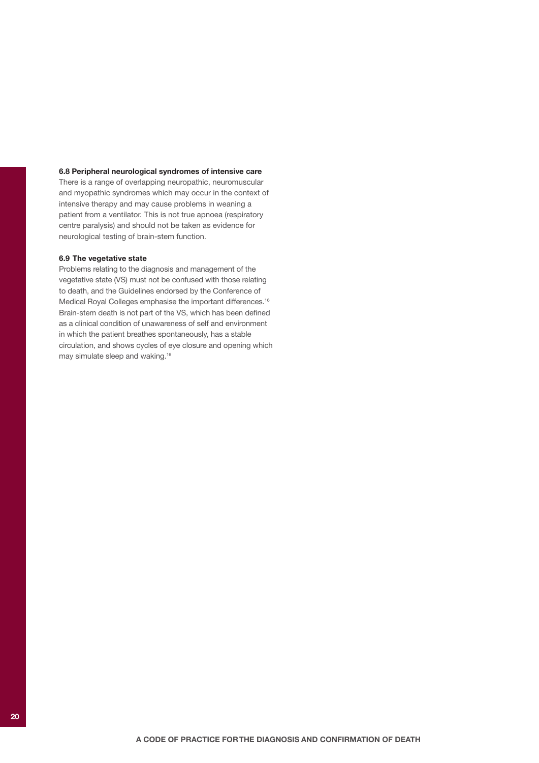### 6.8 Peripheral neurological syndromes of intensive care

There is a range of overlapping neuropathic, neuromuscular and myopathic syndromes which may occur in the context of intensive therapy and may cause problems in weaning a patient from a ventilator. This is not true apnoea (respiratory centre paralysis) and should not be taken as evidence for neurological testing of brain-stem function.

### 6.9 The vegetative state

Problems relating to the diagnosis and management of the vegetative state (VS) must not be confused with those relating to death, and the Guidelines endorsed by the Conference of Medical Royal Colleges emphasise the important differences.[16] Brain-stem death is not part of the VS, which has been defined as a clinical condition of unawareness of self and environment in which the patient breathes spontaneously, has a stable circulation, and shows cycles of eye closure and opening which may simulate sleep and waking.[16]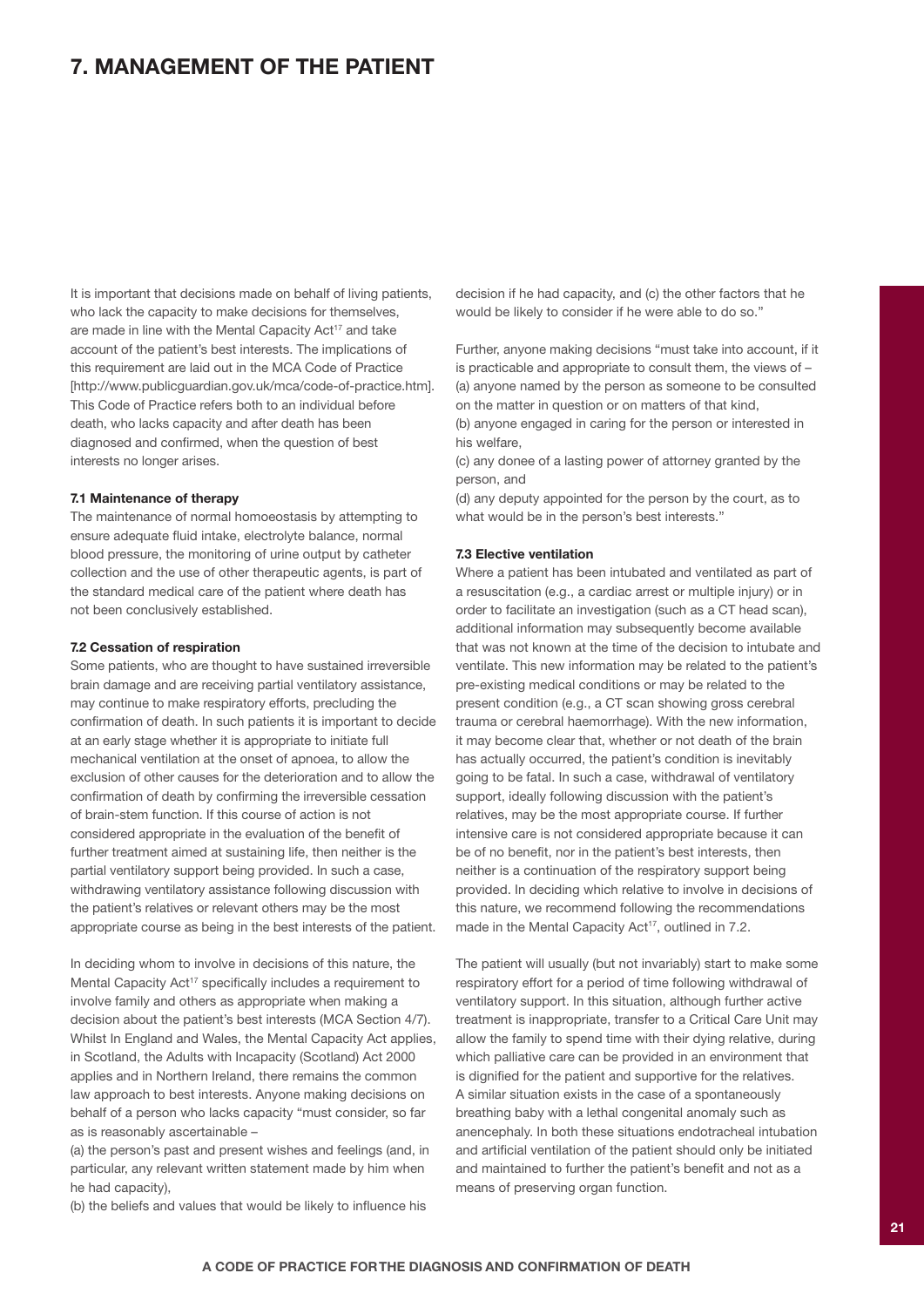# 7. MANAGEMENT OF THE PATIENT

It is important that decisions made on behalf of living patients, who lack the capacity to make decisions for themselves, are made in line with the Mental Capacity Act[17] and take account of the patient's best interests. The implications of this requirement are laid out in the MCA Code of Practice [http://www.publicguardian.gov.uk/mca/code-of-practice.htm]. This Code of Practice refers both to an individual before death, who lacks capacity and after death has been diagnosed and confirmed, when the question of best interests no longer arises.

**7.1 Maintenance of therapy**

The maintenance of normal homoeostasis by attempting to ensure adequate fluid intake, electrolyte balance, normal blood pressure, the monitoring of urine output by catheter collection and the use of other therapeutic agents, is part of the standard medical care of the patient where death has not been conclusively established.

**7.2 Cessation of respiration**

Some patients, who are thought to have sustained irreversible brain damage and are receiving partial ventilatory assistance, may continue to make respiratory efforts, precluding the confirmation of death. In such patients it is important to decide at an early stage whether it is appropriate to initiate full mechanical ventilation at the onset of apnoea, to allow the exclusion of other causes for the deterioration and to allow the confirmation of death by confirming the irreversible cessation of brain-stem function. If this course of action is not considered appropriate in the evaluation of the benefit of further treatment aimed at sustaining life, then neither is the partial ventilatory support being provided. In such a case, withdrawing ventilatory assistance following discussion with the patient's relatives or relevant others may be the most appropriate course as being in the best interests of the patient.

In deciding whom to involve in decisions of this nature, the Mental Capacity Act[17] specifically includes a requirement to involve family and others as appropriate when making a decision about the patient's best interests (MCA Section 4/7). Whilst In England and Wales, the Mental Capacity Act applies, in Scotland, the Adults with Incapacity (Scotland) Act 2000 applies and in Northern Ireland, there remains the common law approach to best interests. Anyone making decisions on behalf of a person who lacks capacity "must consider, so far as is reasonably ascertainable –

(a) the person's past and present wishes and feelings (and, in particular, any relevant written statement made by him when he had capacity),

(b) the beliefs and values that would be likely to influence his decision if he had capacity, and (c) the other factors that he would be likely to consider if he were able to do so."

Further, anyone making decisions "must take into account, if it is practicable and appropriate to consult them, the views of –

(a) anyone named by the person as someone to be consulted on the matter in question or on matters of that kind,

(b) anyone engaged in caring for the person or interested in his welfare,

(c) any donee of a lasting power of attorney granted by the person, and

(d) any deputy appointed for the person by the court, as to what would be in the person's best interests."

**7.3 Elective ventilation**

Where a patient has been intubated and ventilated as part of a resuscitation (e.g., a cardiac arrest or multiple injury) or in order to facilitate an investigation (such as a CT head scan), additional information may subsequently become available that was not known at the time of the decision to intubate and ventilate. This new information may be related to the patient's pre-existing medical conditions or may be related to the present condition (e.g., a CT scan showing gross cerebral trauma or cerebral haemorrhage). With the new information, it may become clear that, whether or not death of the brain has actually occurred, the patient's condition is inevitably going to be fatal. In such a case, withdrawal of ventilatory support, ideally following discussion with the patient's relatives, may be the most appropriate course. If further intensive care is not considered appropriate because it can be of no benefit, nor in the patient's best interests, then neither is a continuation of the respiratory support being provided. In deciding which relative to involve in decisions of this nature, we recommend following the recommendations made in the Mental Capacity Act[17], outlined in 7.2.

The patient will usually (but not invariably) start to make some respiratory effort for a period of time following withdrawal of ventilatory support. In this situation, although further active treatment is inappropriate, transfer to a Critical Care Unit may allow the family to spend time with their dying relative, during which palliative care can be provided in an environment that is dignified for the patient and supportive for the relatives. A similar situation exists in the case of a spontaneously breathing baby with a lethal congenital anomaly such as anencephaly. In both these situations endotracheal intubation and artificial ventilation of the patient should only be initiated and maintained to further the patient's benefit and not as a means of preserving organ function.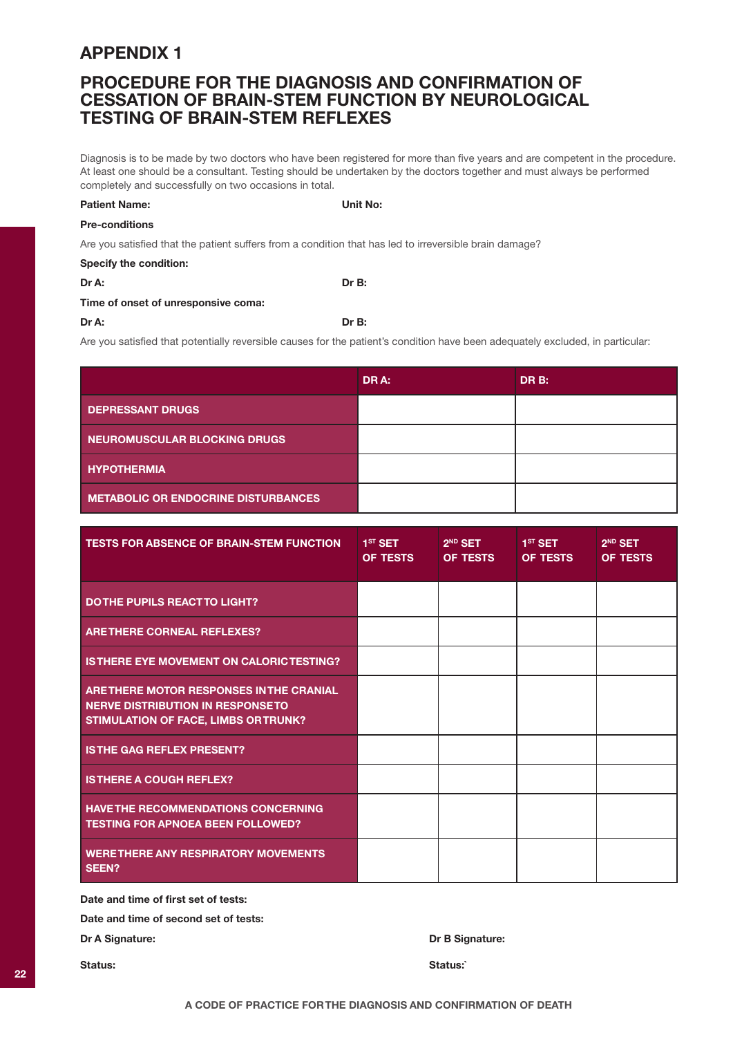# APPENDIX 1

## PROCEDURE FOR THE DIAGNOSIS AND CONFIRMATION OF CESSATION OF BRAIN-STEM FUNCTION BY NEUROLOGICAL TESTING OF BRAIN-STEM REFLEXES

Diagnosis is to be made by two doctors who have been registered for more than five years and are competent in the procedure. At least one should be a consultant. Testing should be undertaken by the doctors together and must always be performed completely and successfully on two occasions in total.

**Patient Name:** **Unit No:**

**Pre-conditions**

Are you satisfied that the patient suffers from a condition that has led to irreversible brain damage?

**Specify the condition:**

**Dr A:** **Dr B:**

**Time of onset of unresponsive coma:**

**Dr A:** **Dr B:**

Are you satisfied that potentially reversible causes for the patient's condition have been adequately excluded, in particular:

| | DR A: | DR B: |
|---|---|---|
| DEPRESSANT DRUGS | | |
| NEUROMUSCULAR BLOCKING DRUGS | | |
| HYPOTHERMIA | | |
| METABOLIC OR ENDOCRINE DISTURBANCES | | |

| TESTS FOR ABSENCE OF BRAIN-STEM FUNCTION | 1ST SET OF TESTS | 2ND SET OF TESTS | 1ST SET OF TESTS | 2ND SET OF TESTS |
|---|---|---|---|---|
| DO THE PUPILS REACT TO LIGHT? | | | | |
| ARE THERE CORNEAL REFLEXES? | | | | |
| IS THERE EYE MOVEMENT ON CALORIC TESTING? | | | | |
| ARE THERE MOTOR RESPONSES IN THE CRANIAL NERVE DISTRIBUTION IN RESPONSE TO STIMULATION OF FACE, LIMBS OR TRUNK? | | | | |
| IS THE GAG REFLEX PRESENT? | | | | |
| IS THERE A COUGH REFLEX? | | | | |
| HAVE THE RECOMMENDATIONS CONCERNING TESTING FOR APNOEA BEEN FOLLOWED? | | | | |
| WERE THERE ANY RESPIRATORY MOVEMENTS SEEN? | | | | |

**Date and time of first set of tests:**

**Date and time of second set of tests:**

**Dr A Signature:** **Dr B Signature:**

**Status:** **Status:`**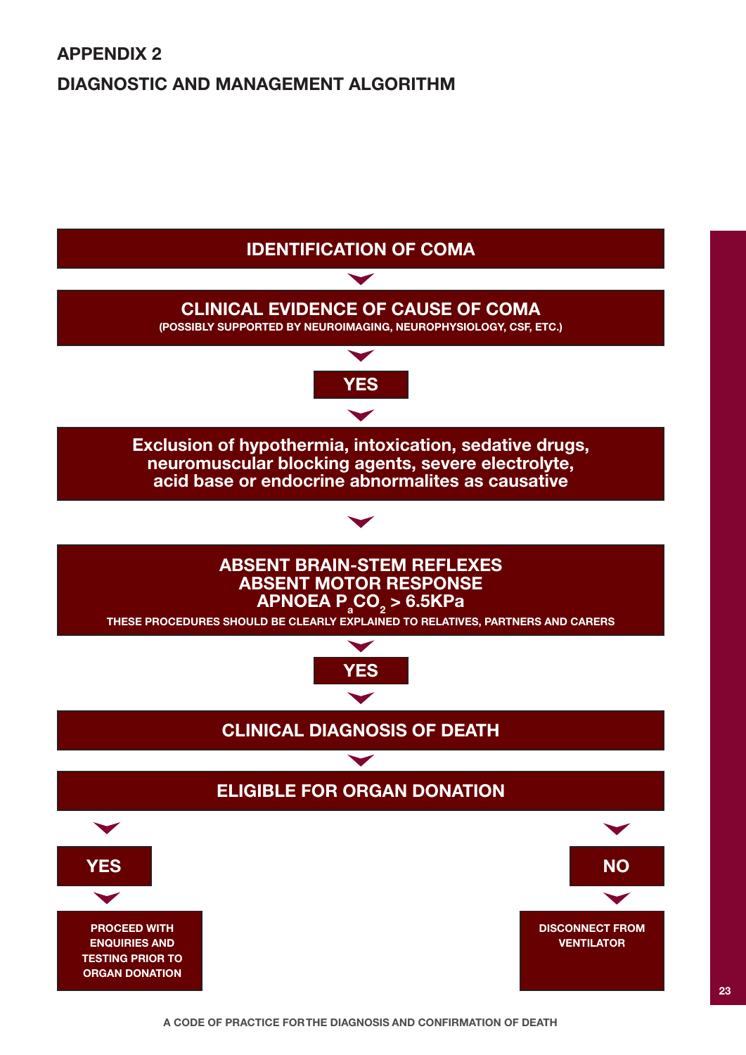## APPENDIX 2

## DIAGNOSTIC AND MANAGEMENT ALGORITHM

**IDENTIFICATION OF COMA**

↓

**CLINICAL EVIDENCE OF CAUSE OF COMA**
(POSSIBLY SUPPORTED BY NEUROIMAGING, NEUROPHYSIOLOGY, CSF, ETC.)

↓

**YES**

↓

**Exclusion of hypothermia, intoxication, sedative drugs, neuromuscular blocking agents, severe electrolyte, acid base or endocrine abnormalites as causative**

↓

**ABSENT BRAIN-STEM REFLEXES**
**ABSENT MOTOR RESPONSE**
**APNOEA $P_aCO_2$ > 6.5KPa**
THESE PROCEDURES SHOULD BE CLEARLY EXPLAINED TO RELATIVES, PARTNERS AND CARERS

↓

**YES**

↓

**CLINICAL DIAGNOSIS OF DEATH**

↓

**ELIGIBLE FOR ORGAN DONATION**

- **YES** → PROCEED WITH ENQUIRIES AND TESTING PRIOR TO ORGAN DONATION
- **NO** → DISCONNECT FROM VENTILATOR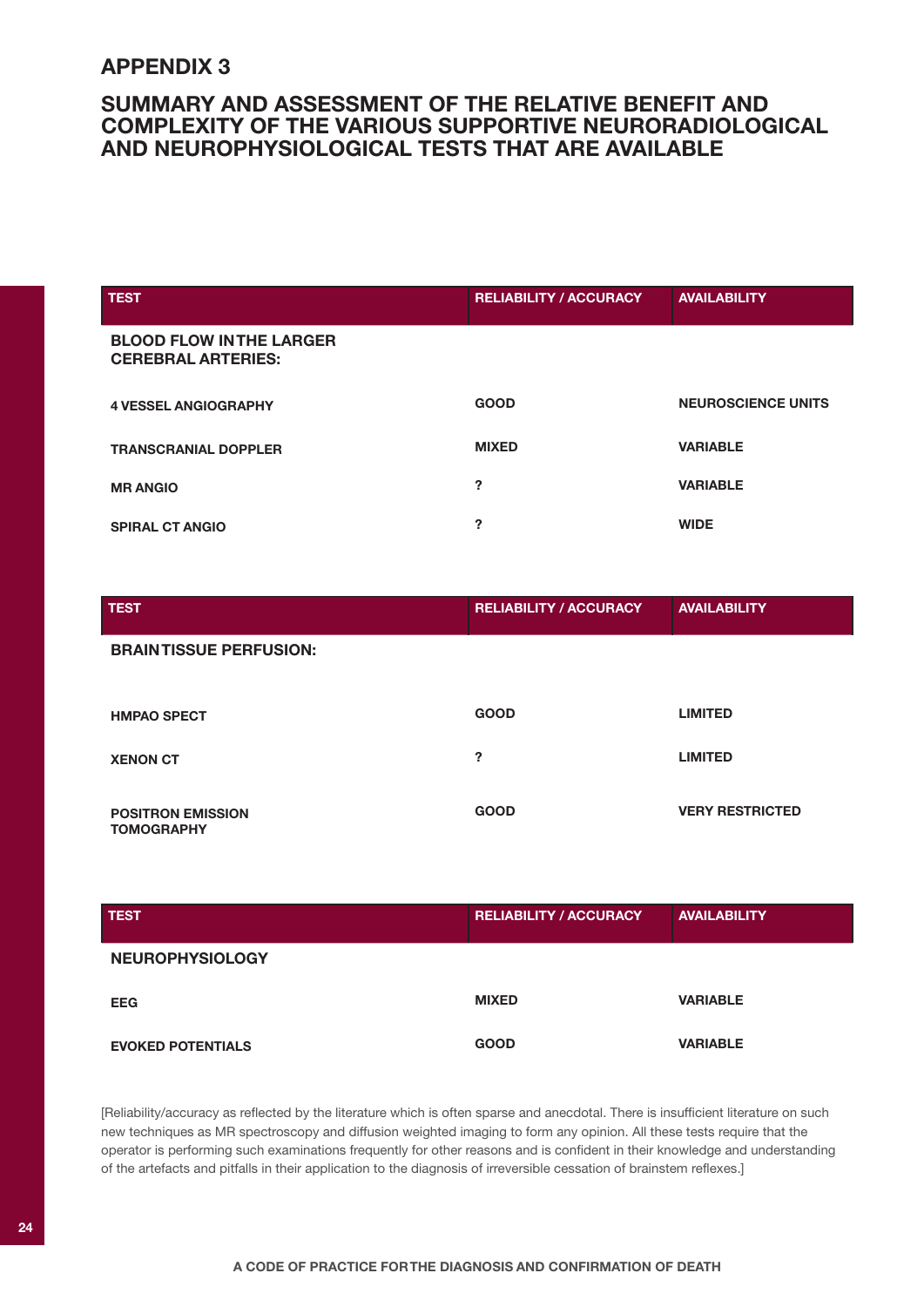## APPENDIX 3

## SUMMARY AND ASSESSMENT OF THE RELATIVE BENEFIT AND COMPLEXITY OF THE VARIOUS SUPPORTIVE NEURORADIOLOGICAL AND NEUROPHYSIOLOGICAL TESTS THAT ARE AVAILABLE

| TEST | RELIABILITY / ACCURACY | AVAILABILITY |
|---|---|---|
| **BLOOD FLOW IN THE LARGER CEREBRAL ARTERIES:** | | |
| 4 VESSEL ANGIOGRAPHY | GOOD | NEUROSCIENCE UNITS |
| TRANSCRANIAL DOPPLER | MIXED | VARIABLE |
| MR ANGIO | ? | VARIABLE |
| SPIRAL CT ANGIO | ? | WIDE |

| TEST | RELIABILITY / ACCURACY | AVAILABILITY |
|---|---|---|
| **BRAIN TISSUE PERFUSION:** | | |
| HMPAO SPECT | GOOD | LIMITED |
| XENON CT | ? | LIMITED |
| POSITRON EMISSION TOMOGRAPHY | GOOD | VERY RESTRICTED |

| TEST | RELIABILITY / ACCURACY | AVAILABILITY |
|---|---|---|
| **NEUROPHYSIOLOGY** | | |
| EEG | MIXED | VARIABLE |
| EVOKED POTENTIALS | GOOD | VARIABLE |

[Reliability/accuracy as reflected by the literature which is often sparse and anecdotal. There is insufficient literature on such new techniques as MR spectroscopy and diffusion weighted imaging to form any opinion. All these tests require that the operator is performing such examinations frequently for other reasons and is confident in their knowledge and understanding of the artefacts and pitfalls in their application to the diagnosis of irreversible cessation of brainstem reflexes.]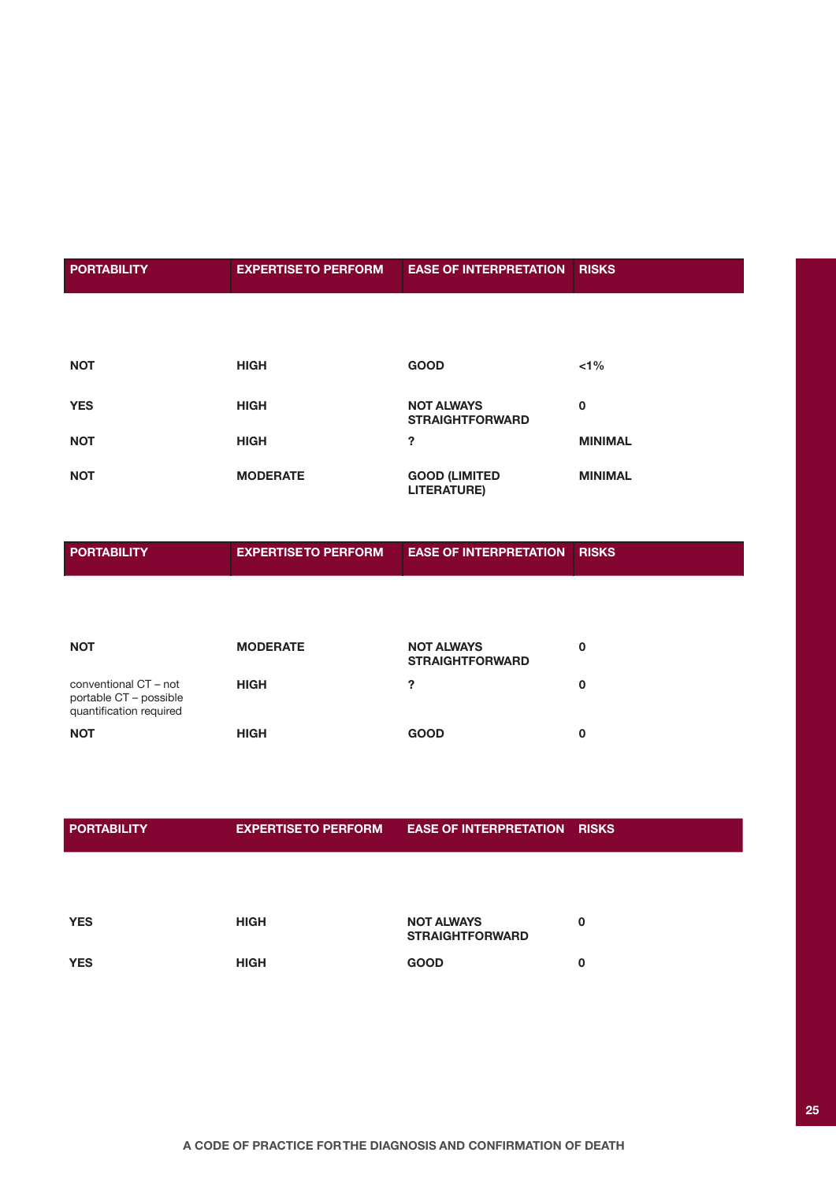| PORTABILITY | EXPERTISE TO PERFORM | EASE OF INTERPRETATION | RISKS |
|---|---|---|---|
| NOT | HIGH | GOOD | <1% |
| YES | HIGH | NOT ALWAYS STRAIGHTFORWARD | 0 |
| NOT | HIGH | ? | MINIMAL |
| NOT | MODERATE | GOOD (LIMITED LITERATURE) | MINIMAL |

| PORTABILITY | EXPERTISE TO PERFORM | EASE OF INTERPRETATION | RISKS |
|---|---|---|---|
| NOT | MODERATE | NOT ALWAYS STRAIGHTFORWARD | 0 |
| conventional CT – not portable CT – possible quantification required | HIGH | ? | 0 |
| NOT | HIGH | GOOD | 0 |

| PORTABILITY | EXPERTISE TO PERFORM | EASE OF INTERPRETATION | RISKS |
|---|---|---|---|
| YES | HIGH | NOT ALWAYS STRAIGHTFORWARD | 0 |
| YES | HIGH | GOOD | 0 |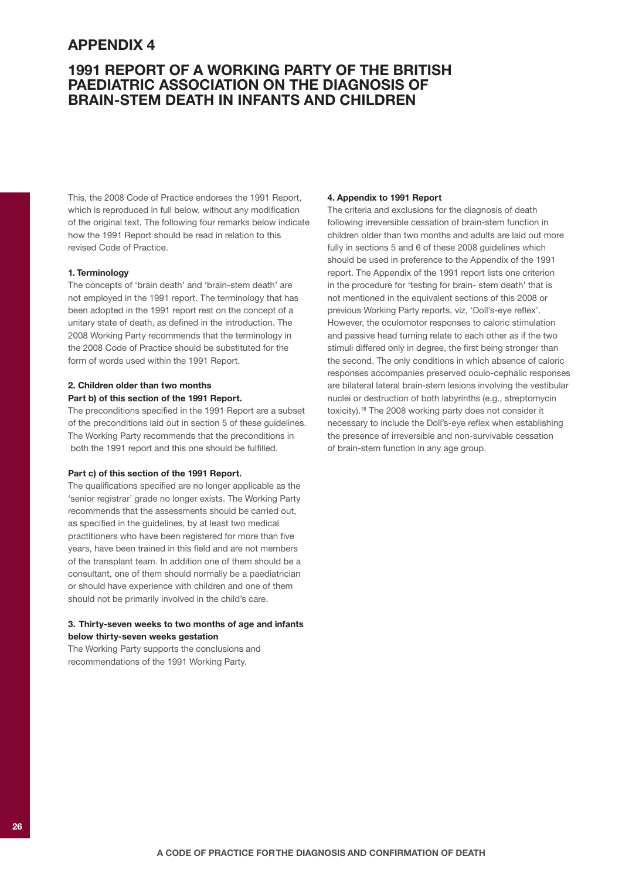# APPENDIX 4

## 1991 REPORT OF A WORKING PARTY OF THE BRITISH PAEDIATRIC ASSOCIATION ON THE DIAGNOSIS OF BRAIN-STEM DEATH IN INFANTS AND CHILDREN

This, the 2008 Code of Practice endorses the 1991 Report, which is reproduced in full below, without any modification of the original text. The following four remarks below indicate how the 1991 Report should be read in relation to this revised Code of Practice.

**1. Terminology**

The concepts of 'brain death' and 'brain-stem death' are not employed in the 1991 report. The terminology that has been adopted in the 1991 report rest on the concept of a unitary state of death, as defined in the introduction. The 2008 Working Party recommends that the terminology in the 2008 Code of Practice should be substituted for the form of words used within the 1991 Report.

**2. Children older than two months**

**Part b) of this section of the 1991 Report.**

The preconditions specified in the 1991 Report are a subset of the preconditions laid out in section 5 of these guidelines. The Working Party recommends that the preconditions in both the 1991 report and this one should be fulfilled.

**Part c) of this section of the 1991 Report.**

The qualifications specified are no longer applicable as the 'senior registrar' grade no longer exists. The Working Party recommends that the assessments should be carried out, as specified in the guidelines, by at least two medical practitioners who have been registered for more than five years, have been trained in this field and are not members of the transplant team. In addition one of them should be a consultant, one of them should normally be a paediatrician or should have experience with children and one of them should not be primarily involved in the child's care.

**3. Thirty-seven weeks to two months of age and infants below thirty-seven weeks gestation**

The Working Party supports the conclusions and recommendations of the 1991 Working Party.

**4. Appendix to 1991 Report**

The criteria and exclusions for the diagnosis of death following irreversible cessation of brain-stem function in children older than two months and adults are laid out more fully in sections 5 and 6 of these 2008 guidelines which should be used in preference to the Appendix of the 1991 report. The Appendix of the 1991 report lists one criterion in the procedure for 'testing for brain- stem death' that is not mentioned in the equivalent sections of this 2008 or previous Working Party reports, viz, 'Doll's-eye reflex'. However, the oculomotor responses to caloric stimulation and passive head turning relate to each other as if the two stimuli differed only in degree, the first being stronger than the second. The only conditions in which absence of caloric responses accompanies preserved oculo-cephalic responses are bilateral lateral brain-stem lesions involving the vestibular nuclei or destruction of both labyrinths (e.g., streptomycin toxicity).[18] The 2008 working party does not consider it necessary to include the Doll's-eye reflex when establishing the presence of irreversible and non-survivable cessation of brain-stem function in any age group.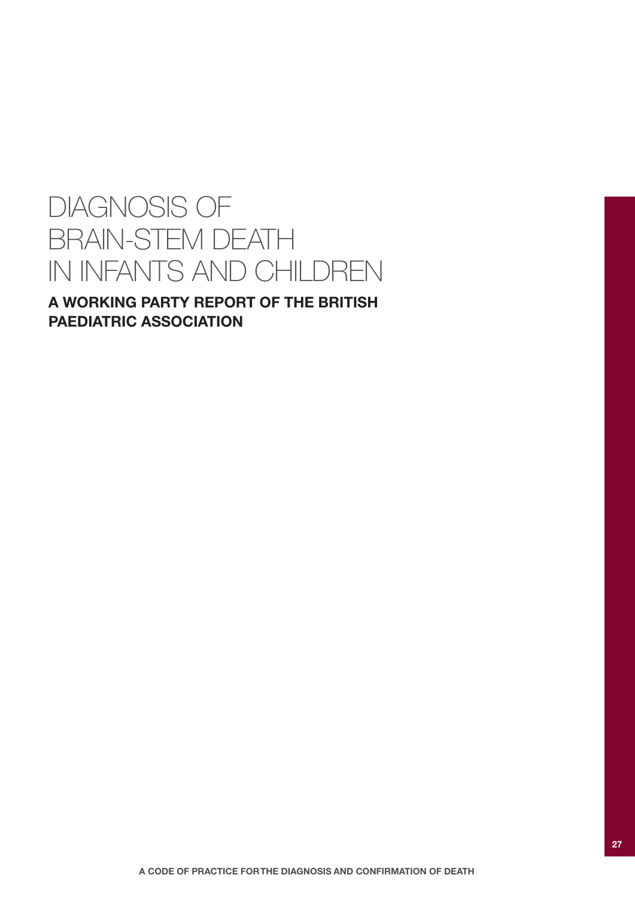# DIAGNOSIS OF BRAIN-STEM DEATH IN INFANTS AND CHILDREN

**A WORKING PARTY REPORT OF THE BRITISH PAEDIATRIC ASSOCIATION**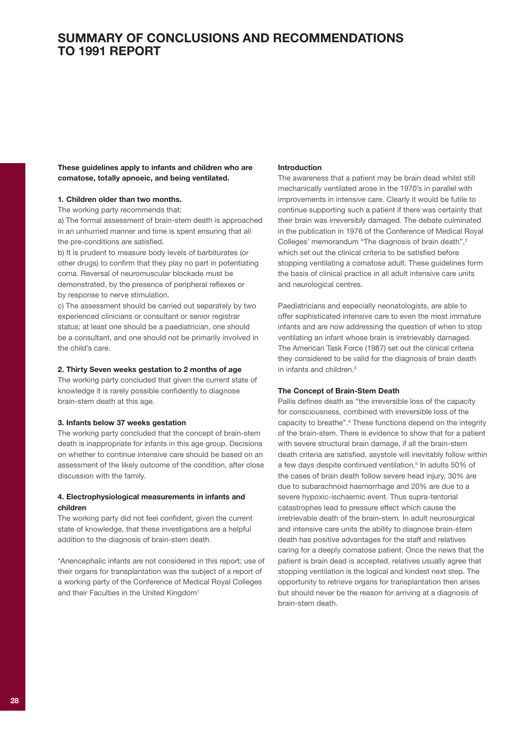# SUMMARY OF CONCLUSIONS AND RECOMMENDATIONS TO 1991 REPORT

**These guidelines apply to infants and children who are comatose, totally apnoeic, and being ventilated.**

**1. Children older than two months.**

The working party recommends that:

a) The formal assessment of brain-stem death is approached in an unhurried manner and time is spent ensuring that all the pre-conditions are satisfied.

b) It is prudent to measure body levels of barbiturates (or other drugs) to confirm that they play no part in potentiating coma. Reversal of neuromuscular blockade must be demonstrated, by the presence of peripheral reflexes or by response to nerve stimulation.

c) The assessment should be carried out separately by two experienced clinicians or consultant or senior registrar status; at least one should be a paediatrician, one should be a consultant, and one should not be primarily involved in the child's care.

**2. Thirty Seven weeks gestation to 2 months of age**

The working party concluded that given the current state of knowledge it is rarely possible confidently to diagnose brain-stem death at this age.

**3. Infants below 37 weeks gestation**

The working party concluded that the concept of brain-stem death is inappropriate for infants in this age group. Decisions on whether to continue intensive care should be based on an assessment of the likely outcome of the condition, after close discussion with the family.

**4. Electrophysiological measurements in infants and children**

The working party did not feel confident, given the current state of knowledge, that these investigations are a helpful addition to the diagnosis of brain-stem death.

*Anencephalic infants are not considered in this report; use of their organs for transplantation was the subject of a report of a working party of the Conference of Medical Royal Colleges and their Faculties in the United Kingdom[1]

**Introduction**

The awareness that a patient may be brain dead whilst still mechanically ventilated arose in the 1970's in parallel with improvements in intensive care. Clearly it would be futile to continue supporting such a patient if there was certainty that their brain was irreversibly damaged. The debate culminated in the publication in 1976 of the Conference of Medical Royal Colleges' memorandum "The diagnosis of brain death",[2] which set out the clinical criteria to be satisfied before stopping ventilating a comatose adult. These guidelines form the basis of clinical practice in all adult intensive care units and neurological centres.

Paediatricians and especially neonatologists, are able to offer sophisticated intensive care to even the most immature infants and are now addressing the question of when to stop ventilating an infant whose brain is irretrievably damaged. The American Task Force (1987) set out the clinical criteria they considered to be valid for the diagnosis of brain death in infants and children.[3]

**The Concept of Brain-Stem Death**

Pallis defines death as "the irreversible loss of the capacity for consciousness, combined with irreversible loss of the capacity to breathe".[4] These functions depend on the integrity of the brain-stem. There is evidence to show that for a patient with severe structural brain damage, if all the brain-stem death criteria are satisfied, asystole will inevitably follow within a few days despite continued ventilation.[5] In adults 50% of the cases of brain death follow severe head injury, 30% are due to subarachnoid haemorrhage and 20% are due to a severe hypoxic-ischaemic event. Thus supra-tentorial catastrophes lead to pressure effect which cause the irretrievable death of the brain-stem. In adult neurosurgical and intensive care units the ability to diagnose brain-stem death has positive advantages for the staff and relatives caring for a deeply comatose patient. Once the news that the patient is brain dead is accepted, relatives usually agree that stopping ventilation is the logical and kindest next step. The opportunity to retrieve organs for transplantation then arises but should never be the reason for arriving at a diagnosis of brain-stem death.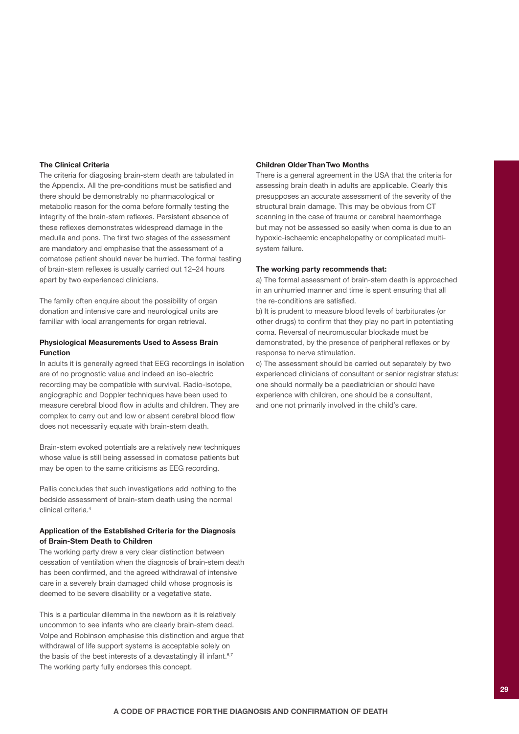### The Clinical Criteria

The criteria for diagosing brain-stem death are tabulated in the Appendix. All the pre-conditions must be satisfied and there should be demonstrably no pharmacological or metabolic reason for the coma before formally testing the integrity of the brain-stem reflexes. Persistent absence of these reflexes demonstrates widespread damage in the medulla and pons. The first two stages of the assessment are mandatory and emphasise that the assessment of a comatose patient should never be hurried. The formal testing of brain-stem reflexes is usually carried out 12–24 hours apart by two experienced clinicians.

The family often enquire about the possibility of organ donation and intensive care and neurological units are familiar with local arrangements for organ retrieval.

### Physiological Measurements Used to Assess Brain Function

In adults it is generally agreed that EEG recordings in isolation are of no prognostic value and indeed an iso-electric recording may be compatible with survival. Radio-isotope, angiographic and Doppler techniques have been used to measure cerebral blood flow in adults and children. They are complex to carry out and low or absent cerebral blood flow does not necessarily equate with brain-stem death.

Brain-stem evoked potentials are a relatively new techniques whose value is still being assessed in comatose patients but may be open to the same criticisms as EEG recording.

Pallis concludes that such investigations add nothing to the bedside assessment of brain-stem death using the normal clinical criteria.[4]

### Application of the Established Criteria for the Diagnosis of Brain-Stem Death to Children

The working party drew a very clear distinction between cessation of ventilation when the diagnosis of brain-stem death has been confirmed, and the agreed withdrawal of intensive care in a severely brain damaged child whose prognosis is deemed to be severe disability or a vegetative state.

This is a particular dilemma in the newborn as it is relatively uncommon to see infants who are clearly brain-stem dead. Volpe and Robinson emphasise this distinction and argue that withdrawal of life support systems is acceptable solely on the basis of the best interests of a devastatingly ill infant.[6,7] The working party fully endorses this concept.

### Children Older Than Two Months

There is a general agreement in the USA that the criteria for assessing brain death in adults are applicable. Clearly this presupposes an accurate assessment of the severity of the structural brain damage. This may be obvious from CT scanning in the case of trauma or cerebral haemorrhage but may not be assessed so easily when coma is due to an hypoxic-ischaemic encephalopathy or complicated multi-system failure.

### The working party recommends that:

a) The formal assessment of brain-stem death is approached in an unhurried manner and time is spent ensuring that all the re-conditions are satisfied.

b) It is prudent to measure blood levels of barbiturates (or other drugs) to confirm that they play no part in potentiating coma. Reversal of neuromuscular blockade must be demonstrated, by the presence of peripheral reflexes or by response to nerve stimulation.

c) The assessment should be carried out separately by two experienced clinicians of consultant or senior registrar status: one should normally be a paediatrician or should have experience with children, one should be a consultant, and one not primarily involved in the child's care.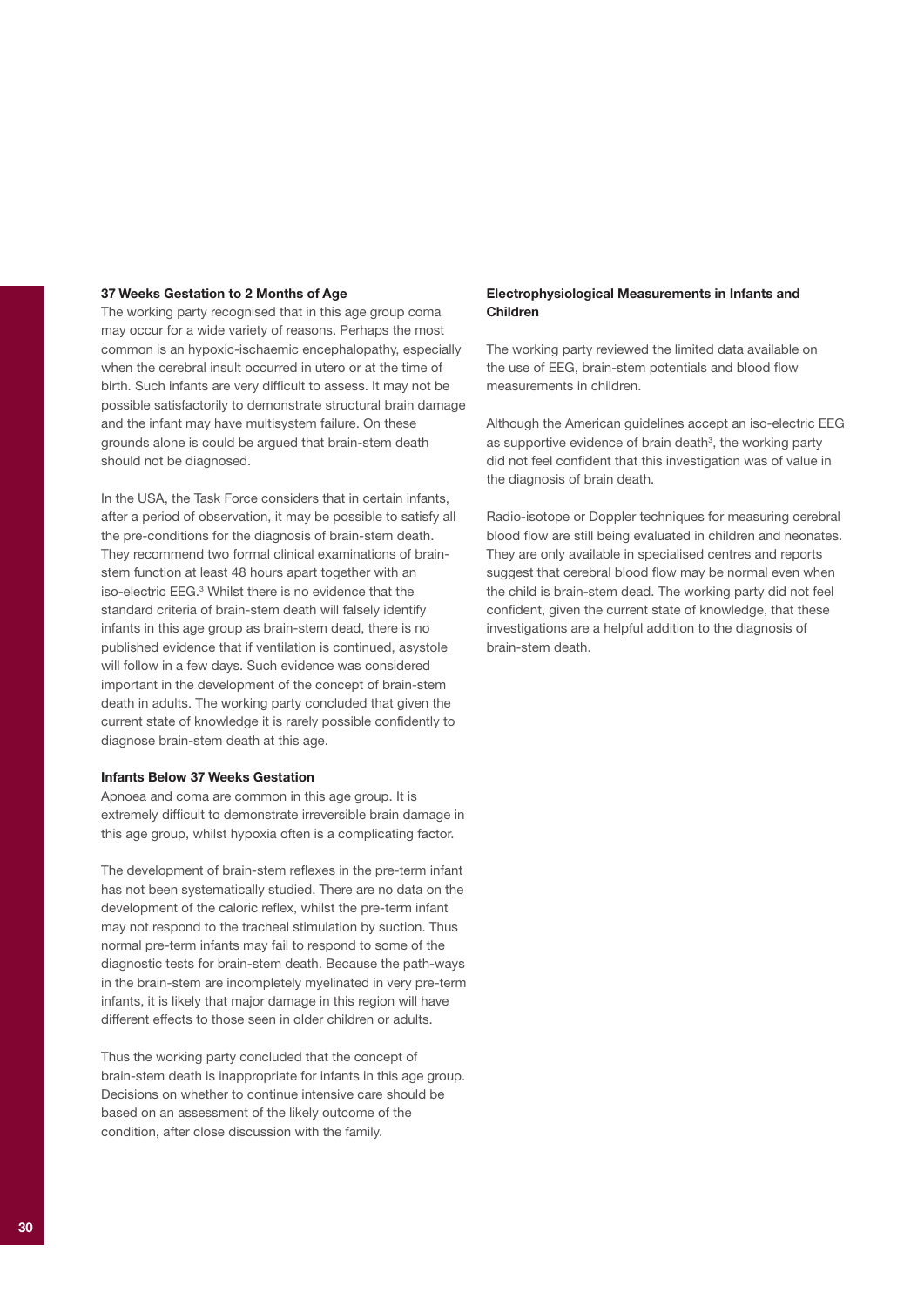### 37 Weeks Gestation to 2 Months of Age

The working party recognised that in this age group coma may occur for a wide variety of reasons. Perhaps the most common is an hypoxic-ischaemic encephalopathy, especially when the cerebral insult occurred in utero or at the time of birth. Such infants are very difficult to assess. It may not be possible satisfactorily to demonstrate structural brain damage and the infant may have multisystem failure. On these grounds alone is could be argued that brain-stem death should not be diagnosed.

In the USA, the Task Force considers that in certain infants, after a period of observation, it may be possible to satisfy all the pre-conditions for the diagnosis of brain-stem death. They recommend two formal clinical examinations of brain-stem function at least 48 hours apart together with an iso-electric EEG.[3] Whilst there is no evidence that the standard criteria of brain-stem death will falsely identify infants in this age group as brain-stem dead, there is no published evidence that if ventilation is continued, asystole will follow in a few days. Such evidence was considered important in the development of the concept of brain-stem death in adults. The working party concluded that given the current state of knowledge it is rarely possible confidently to diagnose brain-stem death at this age.

### Infants Below 37 Weeks Gestation

Apnoea and coma are common in this age group. It is extremely difficult to demonstrate irreversible brain damage in this age group, whilst hypoxia often is a complicating factor.

The development of brain-stem reflexes in the pre-term infant has not been systematically studied. There are no data on the development of the caloric reflex, whilst the pre-term infant may not respond to the tracheal stimulation by suction. Thus normal pre-term infants may fail to respond to some of the diagnostic tests for brain-stem death. Because the path-ways in the brain-stem are incompletely myelinated in very pre-term infants, it is likely that major damage in this region will have different effects to those seen in older children or adults.

Thus the working party concluded that the concept of brain-stem death is inappropriate for infants in this age group. Decisions on whether to continue intensive care should be based on an assessment of the likely outcome of the condition, after close discussion with the family.

### Electrophysiological Measurements in Infants and Children

The working party reviewed the limited data available on the use of EEG, brain-stem potentials and blood flow measurements in children.

Although the American guidelines accept an iso-electric EEG as supportive evidence of brain death[3], the working party did not feel confident that this investigation was of value in the diagnosis of brain death.

Radio-isotope or Doppler techniques for measuring cerebral blood flow are still being evaluated in children and neonates. They are only available in specialised centres and reports suggest that cerebral blood flow may be normal even when the child is brain-stem dead. The working party did not feel confident, given the current state of knowledge, that these investigations are a helpful addition to the diagnosis of brain-stem death.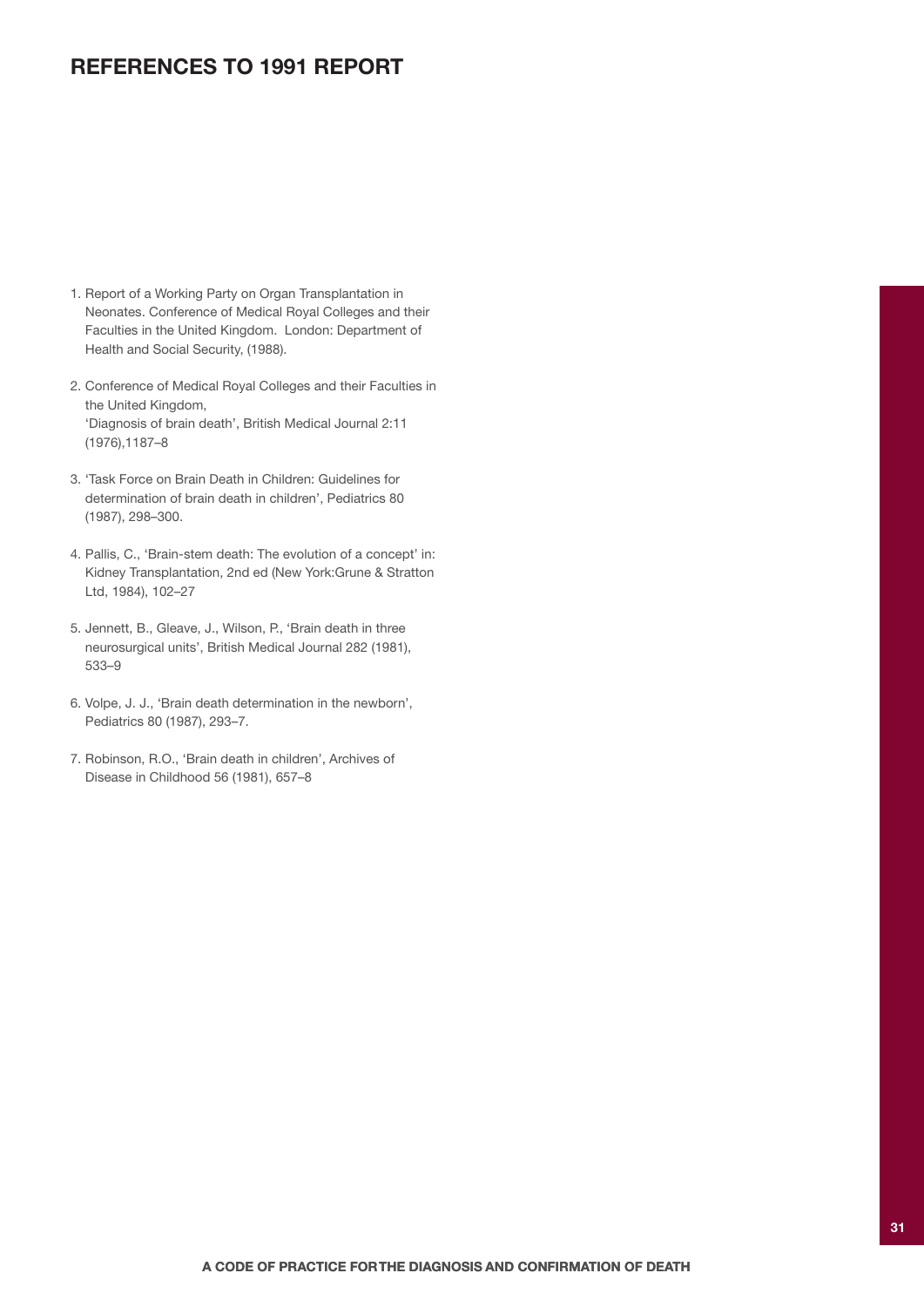# REFERENCES TO 1991 REPORT

1. Report of a Working Party on Organ Transplantation in Neonates. Conference of Medical Royal Colleges and their Faculties in the United Kingdom. London: Department of Health and Social Security, (1988).

2. Conference of Medical Royal Colleges and their Faculties in the United Kingdom, 'Diagnosis of brain death', British Medical Journal 2:11 (1976),1187–8

3. 'Task Force on Brain Death in Children: Guidelines for determination of brain death in children', Pediatrics 80 (1987), 298–300.

4. Pallis, C., 'Brain-stem death: The evolution of a concept' in: Kidney Transplantation, 2nd ed (New York:Grune & Stratton Ltd, 1984), 102–27

5. Jennett, B., Gleave, J., Wilson, P., 'Brain death in three neurosurgical units', British Medical Journal 282 (1981), 533–9

6. Volpe, J. J., 'Brain death determination in the newborn', Pediatrics 80 (1987), 293–7.

7. Robinson, R.O., 'Brain death in children', Archives of Disease in Childhood 56 (1981), 657–8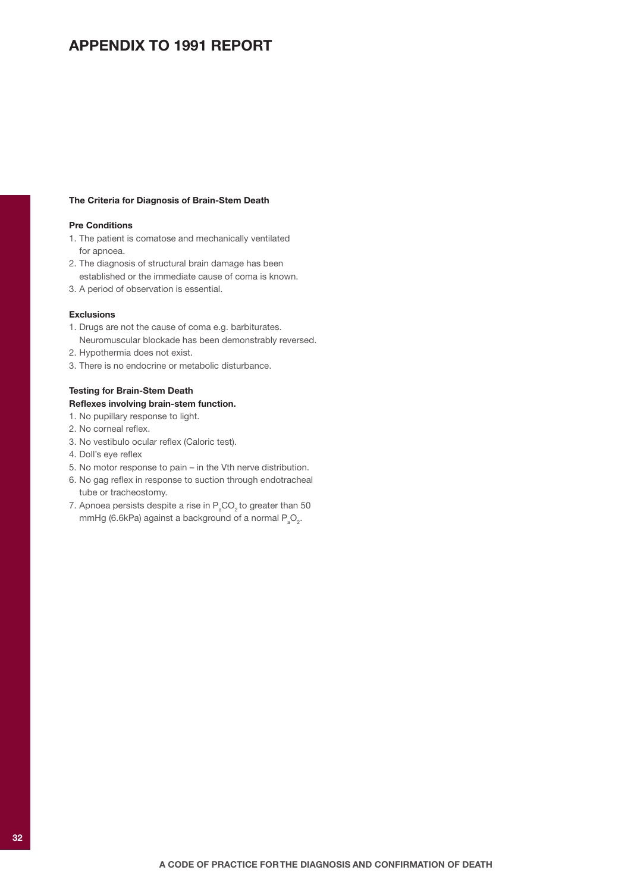# APPENDIX TO 1991 REPORT

**The Criteria for Diagnosis of Brain-Stem Death**

**Pre Conditions**

1. The patient is comatose and mechanically ventilated for apnoea.
2. The diagnosis of structural brain damage has been established or the immediate cause of coma is known.
3. A period of observation is essential.

**Exclusions**

1. Drugs are not the cause of coma e.g. barbiturates. Neuromuscular blockade has been demonstrably reversed.
2. Hypothermia does not exist.
3. There is no endocrine or metabolic disturbance.

**Testing for Brain-Stem Death**

**Reflexes involving brain-stem function.**

1. No pupillary response to light.
2. No corneal reflex.
3. No vestibulo ocular reflex (Caloric test).
4. Doll's eye reflex
5. No motor response to pain – in the Vth nerve distribution.
6. No gag reflex in response to suction through endotracheal tube or tracheostomy.
7. Apnoea persists despite a rise in $P_aCO_2$ to greater than 50 mmHg (6.6kPa) against a background of a normal $P_aO_2$.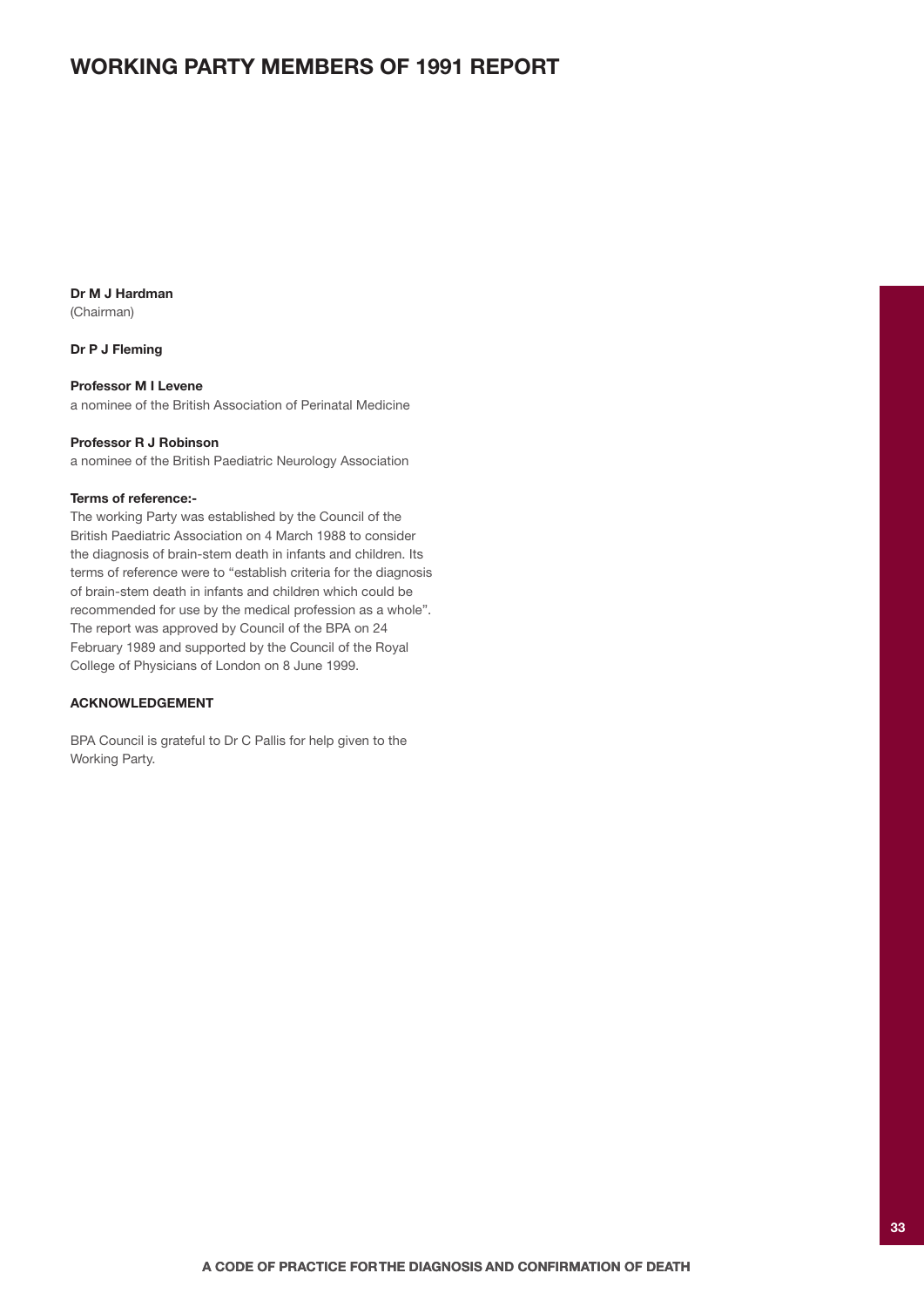# WORKING PARTY MEMBERS OF 1991 REPORT

**Dr M J Hardman**
(Chairman)

**Dr P J Fleming**

**Professor M I Levene**
a nominee of the British Association of Perinatal Medicine

**Professor R J Robinson**
a nominee of the British Paediatric Neurology Association

**Terms of reference:-**

The working Party was established by the Council of the British Paediatric Association on 4 March 1988 to consider the diagnosis of brain-stem death in infants and children. Its terms of reference were to "establish criteria for the diagnosis of brain-stem death in infants and children which could be recommended for use by the medical profession as a whole". The report was approved by Council of the BPA on 24 February 1989 and supported by the Council of the Royal College of Physicians of London on 8 June 1999.

**ACKNOWLEDGEMENT**

BPA Council is grateful to Dr C Pallis for help given to the Working Party.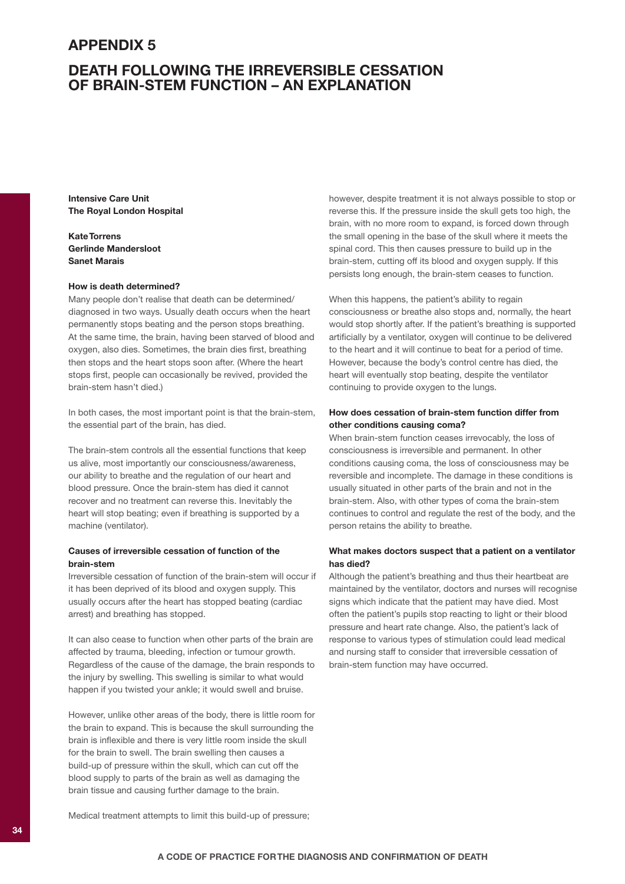# APPENDIX 5

## DEATH FOLLOWING THE IRREVERSIBLE CESSATION OF BRAIN-STEM FUNCTION – AN EXPLANATION

**Intensive Care Unit**
**The Royal London Hospital**

**Kate Torrens**
**Gerlinde Mandersloot**
**Sanet Marais**

### How is death determined?

Many people don't realise that death can be determined/diagnosed in two ways. Usually death occurs when the heart permanently stops beating and the person stops breathing. At the same time, the brain, having been starved of blood and oxygen, also dies. Sometimes, the brain dies first, breathing then stops and the heart stops soon after. (Where the heart stops first, people can occasionally be revived, provided the brain-stem hasn't died.)

In both cases, the most important point is that the brain-stem, the essential part of the brain, has died.

The brain-stem controls all the essential functions that keep us alive, most importantly our consciousness/awareness, our ability to breathe and the regulation of our heart and blood pressure. Once the brain-stem has died it cannot recover and no treatment can reverse this. Inevitably the heart will stop beating; even if breathing is supported by a machine (ventilator).

### Causes of irreversible cessation of function of the brain-stem

Irreversible cessation of function of the brain-stem will occur if it has been deprived of its blood and oxygen supply. This usually occurs after the heart has stopped beating (cardiac arrest) and breathing has stopped.

It can also cease to function when other parts of the brain are affected by trauma, bleeding, infection or tumour growth. Regardless of the cause of the damage, the brain responds to the injury by swelling. This swelling is similar to what would happen if you twisted your ankle; it would swell and bruise.

However, unlike other areas of the body, there is little room for the brain to expand. This is because the skull surrounding the brain is inflexible and there is very little room inside the skull for the brain to swell. The brain swelling then causes a build-up of pressure within the skull, which can cut off the blood supply to parts of the brain as well as damaging the brain tissue and causing further damage to the brain.

Medical treatment attempts to limit this build-up of pressure; however, despite treatment it is not always possible to stop or reverse this. If the pressure inside the skull gets too high, the brain, with no more room to expand, is forced down through the small opening in the base of the skull where it meets the spinal cord. This then causes pressure to build up in the brain-stem, cutting off its blood and oxygen supply. If this persists long enough, the brain-stem ceases to function.

When this happens, the patient's ability to regain consciousness or breathe also stops and, normally, the heart would stop shortly after. If the patient's breathing is supported artificially by a ventilator, oxygen will continue to be delivered to the heart and it will continue to beat for a period of time. However, because the body's control centre has died, the heart will eventually stop beating, despite the ventilator continuing to provide oxygen to the lungs.

### How does cessation of brain-stem function differ from other conditions causing coma?

When brain-stem function ceases irrevocably, the loss of consciousness is irreversible and permanent. In other conditions causing coma, the loss of consciousness may be reversible and incomplete. The damage in these conditions is usually situated in other parts of the brain and not in the brain-stem. Also, with other types of coma the brain-stem continues to control and regulate the rest of the body, and the person retains the ability to breathe.

### What makes doctors suspect that a patient on a ventilator has died?

Although the patient's breathing and thus their heartbeat are maintained by the ventilator, doctors and nurses will recognise signs which indicate that the patient may have died. Most often the patient's pupils stop reacting to light or their blood pressure and heart rate change. Also, the patient's lack of response to various types of stimulation could lead medical and nursing staff to consider that irreversible cessation of brain-stem function may have occurred.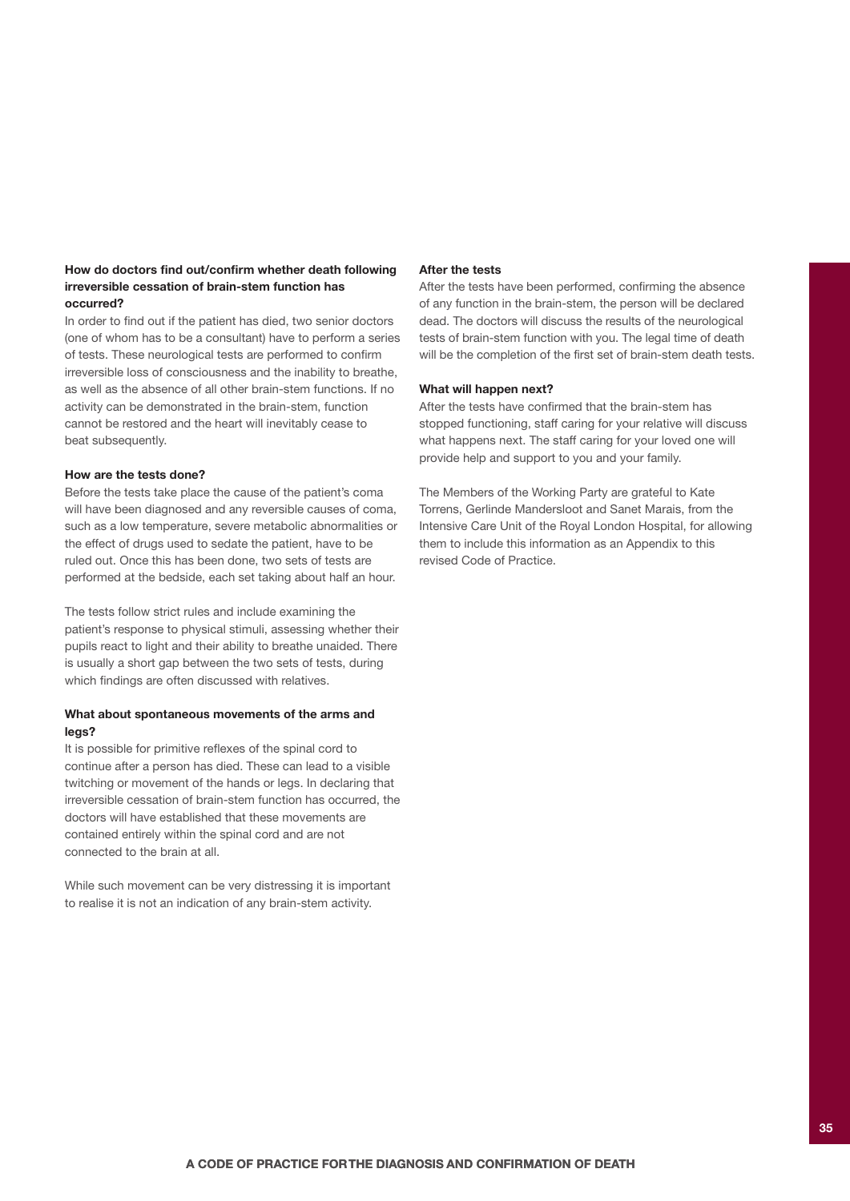### How do doctors find out/confirm whether death following irreversible cessation of brain-stem function has occurred?

In order to find out if the patient has died, two senior doctors (one of whom has to be a consultant) have to perform a series of tests. These neurological tests are performed to confirm irreversible loss of consciousness and the inability to breathe, as well as the absence of all other brain-stem functions. If no activity can be demonstrated in the brain-stem, function cannot be restored and the heart will inevitably cease to beat subsequently.

### How are the tests done?

Before the tests take place the cause of the patient's coma will have been diagnosed and any reversible causes of coma, such as a low temperature, severe metabolic abnormalities or the effect of drugs used to sedate the patient, have to be ruled out. Once this has been done, two sets of tests are performed at the bedside, each set taking about half an hour.

The tests follow strict rules and include examining the patient's response to physical stimuli, assessing whether their pupils react to light and their ability to breathe unaided. There is usually a short gap between the two sets of tests, during which findings are often discussed with relatives.

### What about spontaneous movements of the arms and legs?

It is possible for primitive reflexes of the spinal cord to continue after a person has died. These can lead to a visible twitching or movement of the hands or legs. In declaring that irreversible cessation of brain-stem function has occurred, the doctors will have established that these movements are contained entirely within the spinal cord and are not connected to the brain at all.

While such movement can be very distressing it is important to realise it is not an indication of any brain-stem activity.

### After the tests

After the tests have been performed, confirming the absence of any function in the brain-stem, the person will be declared dead. The doctors will discuss the results of the neurological tests of brain-stem function with you. The legal time of death will be the completion of the first set of brain-stem death tests.

### What will happen next?

After the tests have confirmed that the brain-stem has stopped functioning, staff caring for your relative will discuss what happens next. The staff caring for your loved one will provide help and support to you and your family.

The Members of the Working Party are grateful to Kate Torrens, Gerlinde Mandersloot and Sanet Marais, from the Intensive Care Unit of the Royal London Hospital, for allowing them to include this information as an Appendix to this revised Code of Practice.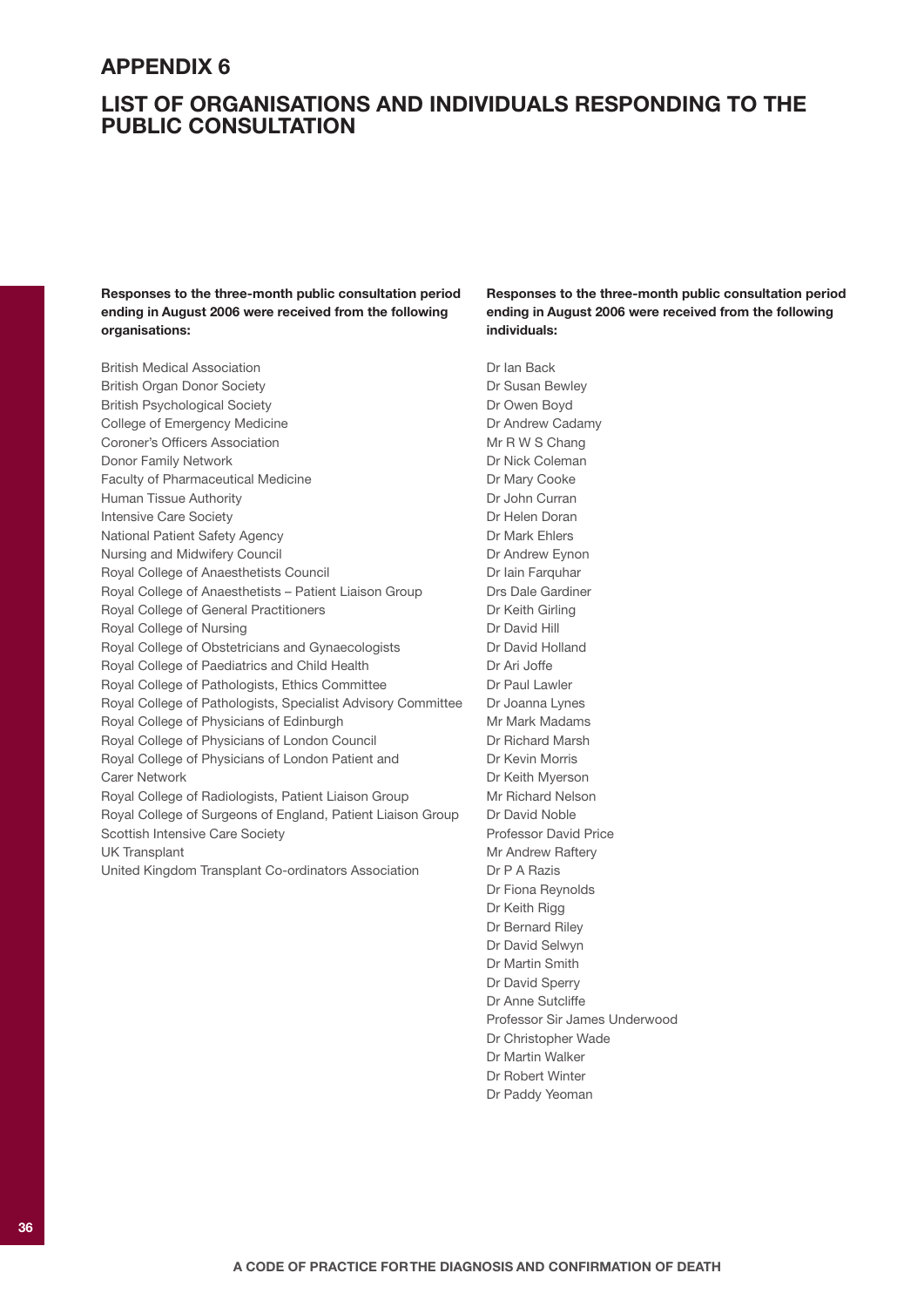# APPENDIX 6

## LIST OF ORGANISATIONS AND INDIVIDUALS RESPONDING TO THE PUBLIC CONSULTATION

**Responses to the three-month public consultation period ending in August 2006 were received from the following organisations:**

British Medical Association
British Organ Donor Society
British Psychological Society
College of Emergency Medicine
Coroner's Officers Association
Donor Family Network
Faculty of Pharmaceutical Medicine
Human Tissue Authority
Intensive Care Society
National Patient Safety Agency
Nursing and Midwifery Council
Royal College of Anaesthetists Council
Royal College of Anaesthetists – Patient Liaison Group
Royal College of General Practitioners
Royal College of Nursing
Royal College of Obstetricians and Gynaecologists
Royal College of Paediatrics and Child Health
Royal College of Pathologists, Ethics Committee
Royal College of Pathologists, Specialist Advisory Committee
Royal College of Physicians of Edinburgh
Royal College of Physicians of London Council
Royal College of Physicians of London Patient and Carer Network
Royal College of Radiologists, Patient Liaison Group
Royal College of Surgeons of England, Patient Liaison Group
Scottish Intensive Care Society
UK Transplant
United Kingdom Transplant Co-ordinators Association

**Responses to the three-month public consultation period ending in August 2006 were received from the following individuals:**

Dr Ian Back
Dr Susan Bewley
Dr Owen Boyd
Dr Andrew Cadamy
Mr R W S Chang
Dr Nick Coleman
Dr Mary Cooke
Dr John Curran
Dr Helen Doran
Dr Mark Ehlers
Dr Andrew Eynon
Dr Iain Farquhar
Drs Dale Gardiner
Dr Keith Girling
Dr David Hill
Dr David Holland
Dr Ari Joffe
Dr Paul Lawler
Dr Joanna Lynes
Mr Mark Madams
Dr Richard Marsh
Dr Kevin Morris
Dr Keith Myerson
Mr Richard Nelson
Dr David Noble
Professor David Price
Mr Andrew Raftery
Dr P A Razis
Dr Fiona Reynolds
Dr Keith Rigg
Dr Bernard Riley
Dr David Selwyn
Dr Martin Smith
Dr David Sperry
Dr Anne Sutcliffe
Professor Sir James Underwood
Dr Christopher Wade
Dr Martin Walker
Dr Robert Winter
Dr Paddy Yeoman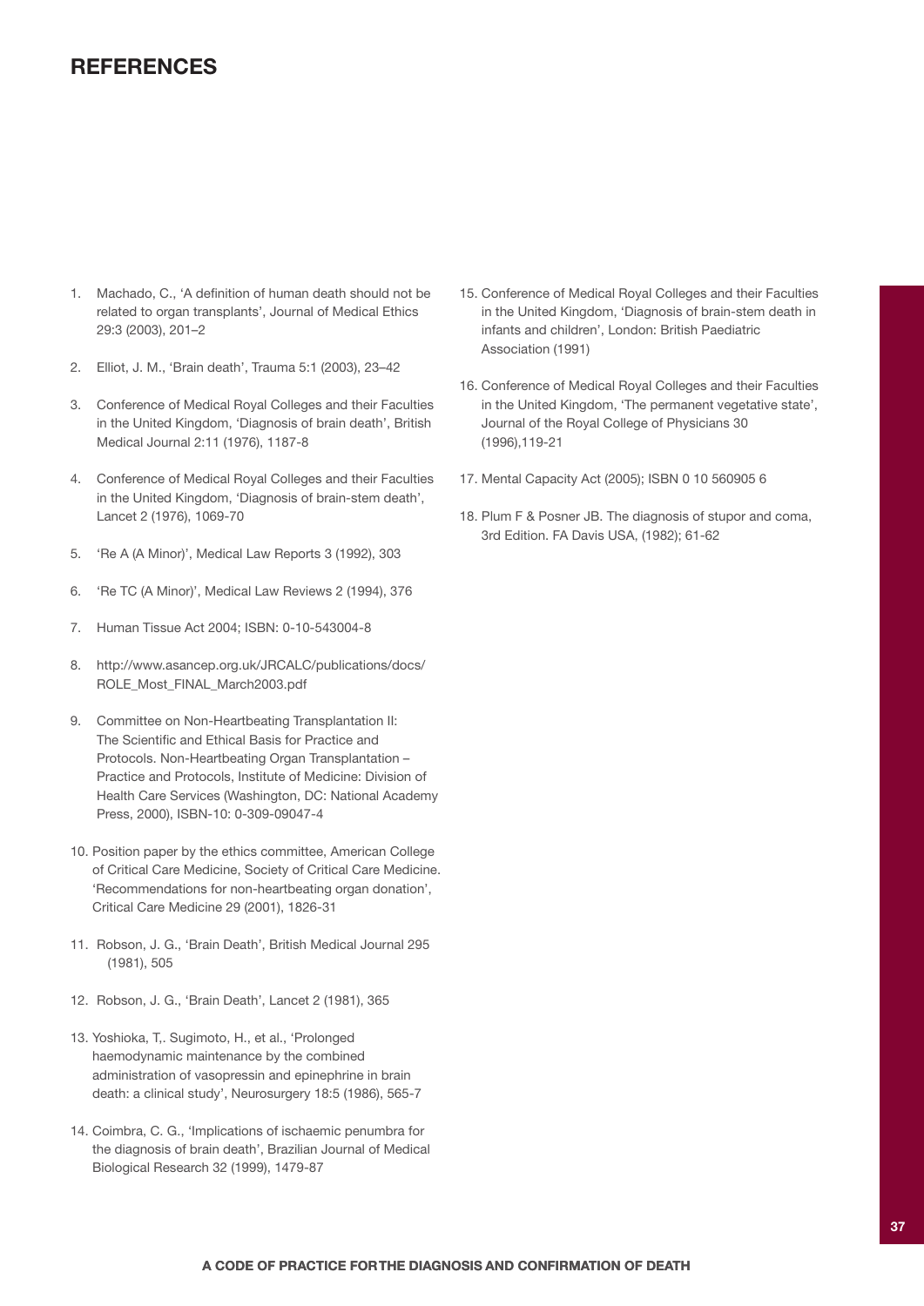## REFERENCES

1. Machado, C., 'A definition of human death should not be related to organ transplants', Journal of Medical Ethics 29:3 (2003), 201–2
2. Elliot, J. M., 'Brain death', Trauma 5:1 (2003), 23–42
3. Conference of Medical Royal Colleges and their Faculties in the United Kingdom, 'Diagnosis of brain death', British Medical Journal 2:11 (1976), 1187-8
4. Conference of Medical Royal Colleges and their Faculties in the United Kingdom, 'Diagnosis of brain-stem death', Lancet 2 (1976), 1069-70
5. 'Re A (A Minor)', Medical Law Reports 3 (1992), 303
6. 'Re TC (A Minor)', Medical Law Reviews 2 (1994), 376
7. Human Tissue Act 2004; ISBN: 0-10-543004-8
8. http://www.asancep.org.uk/JRCALC/publications/docs/ROLE_Most_FINAL_March2003.pdf
9. Committee on Non-Heartbeating Transplantation II: The Scientific and Ethical Basis for Practice and Protocols. Non-Heartbeating Organ Transplantation – Practice and Protocols, Institute of Medicine: Division of Health Care Services (Washington, DC: National Academy Press, 2000), ISBN-10: 0-309-09047-4
10. Position paper by the ethics committee, American College of Critical Care Medicine, Society of Critical Care Medicine. 'Recommendations for non-heartbeating organ donation', Critical Care Medicine 29 (2001), 1826-31
11. Robson, J. G., 'Brain Death', British Medical Journal 295 (1981), 505
12. Robson, J. G., 'Brain Death', Lancet 2 (1981), 365
13. Yoshioka, T,. Sugimoto, H., et al., 'Prolonged haemodynamic maintenance by the combined administration of vasopressin and epinephrine in brain death: a clinical study', Neurosurgery 18:5 (1986), 565-7
14. Coimbra, C. G., 'Implications of ischaemic penumbra for the diagnosis of brain death', Brazilian Journal of Medical Biological Research 32 (1999), 1479-87
15. Conference of Medical Royal Colleges and their Faculties in the United Kingdom, 'Diagnosis of brain-stem death in infants and children', London: British Paediatric Association (1991)
16. Conference of Medical Royal Colleges and their Faculties in the United Kingdom, 'The permanent vegetative state', Journal of the Royal College of Physicians 30 (1996),119-21
17. Mental Capacity Act (2005); ISBN 0 10 560905 6
18. Plum F & Posner JB. The diagnosis of stupor and coma, 3rd Edition. FA Davis USA, (1982); 61-62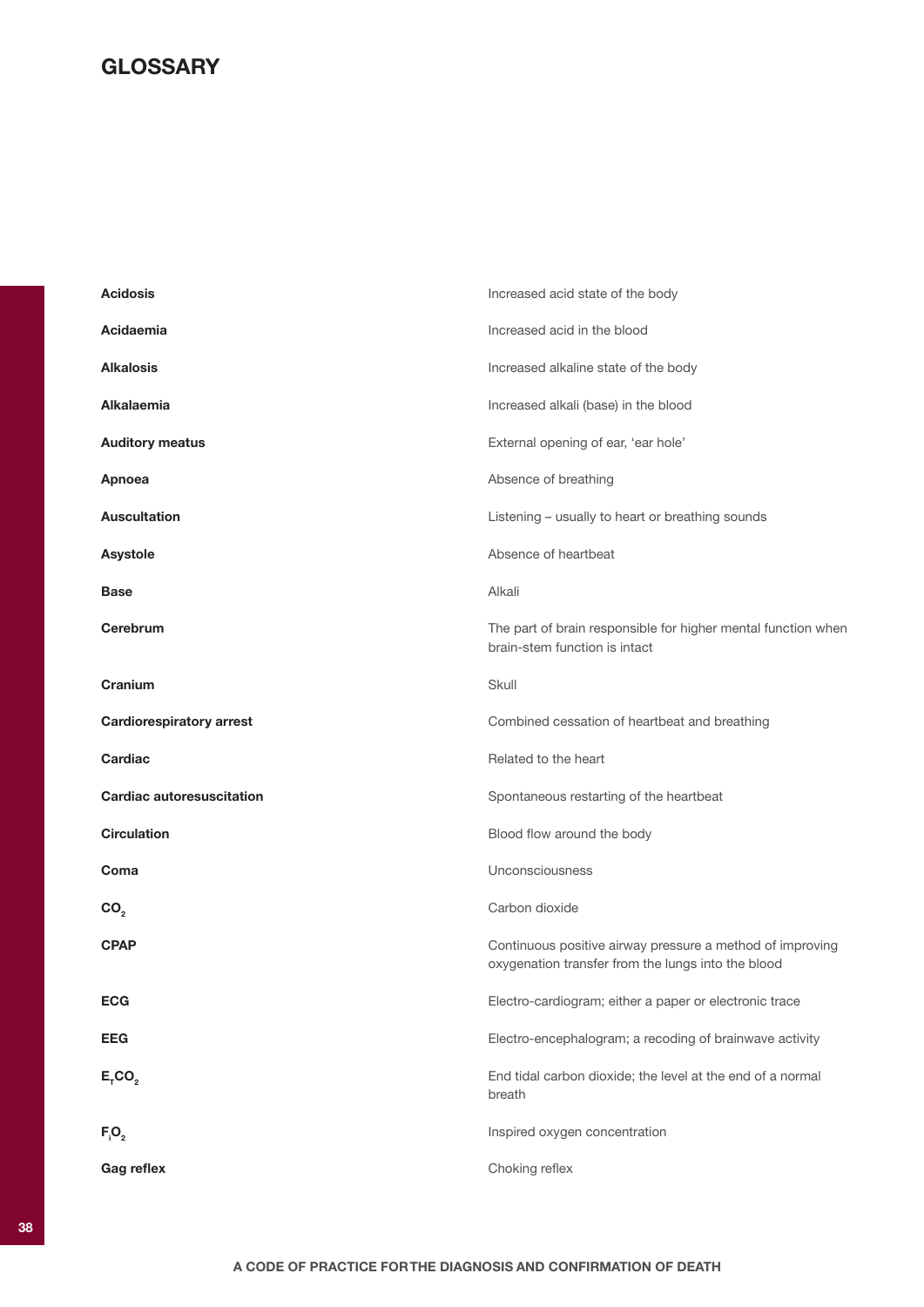# GLOSSARY

| | |
|---|---|
| **Acidosis** | Increased acid state of the body |
| **Acidaemia** | Increased acid in the blood |
| **Alkalosis** | Increased alkaline state of the body |
| **Alkalaemia** | Increased alkali (base) in the blood |
| **Auditory meatus** | External opening of ear, 'ear hole' |
| **Apnoea** | Absence of breathing |
| **Auscultation** | Listening – usually to heart or breathing sounds |
| **Asystole** | Absence of heartbeat |
| **Base** | Alkali |
| **Cerebrum** | The part of brain responsible for higher mental function when brain-stem function is intact |
| **Cranium** | Skull |
| **Cardiorespiratory arrest** | Combined cessation of heartbeat and breathing |
| **Cardiac** | Related to the heart |
| **Cardiac autoresuscitation** | Spontaneous restarting of the heartbeat |
| **Circulation** | Blood flow around the body |
| **Coma** | Unconsciousness |
| **$CO_2$** | Carbon dioxide |
| **CPAP** | Continuous positive airway pressure a method of improving oxygenation transfer from the lungs into the blood |
| **ECG** | Electro-cardiogram; either a paper or electronic trace |
| **EEG** | Electro-encephalogram; a recoding of brainwave activity |
| **$E_TCO_2$** | End tidal carbon dioxide; the level at the end of a normal breath |
| **$F_iO_2$** | Inspired oxygen concentration |
| **Gag reflex** | Choking reflex |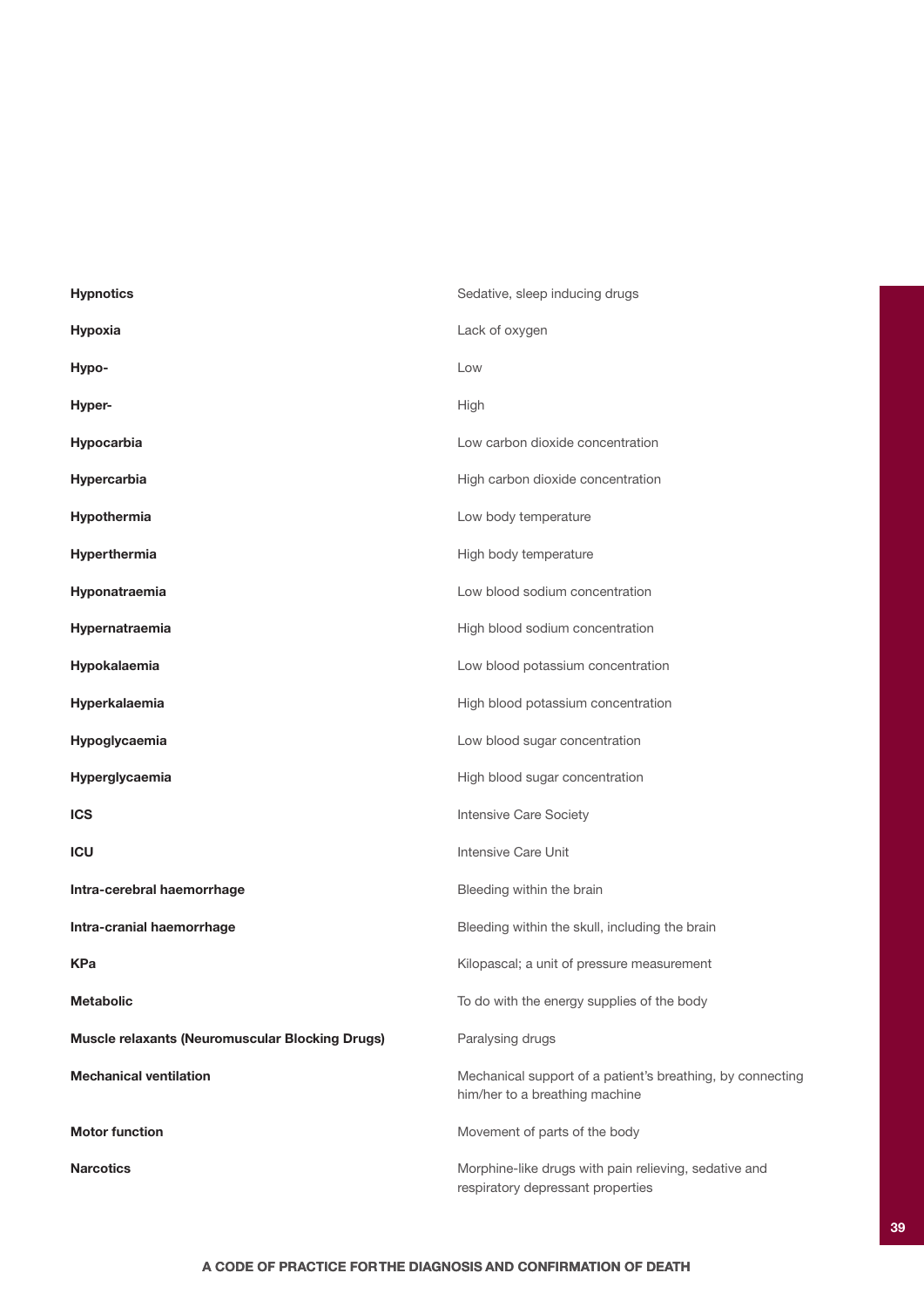| | |
|---|---|
| **Hypnotics** | Sedative, sleep inducing drugs |
| **Hypoxia** | Lack of oxygen |
| **Hypo-** | Low |
| **Hyper-** | High |
| **Hypocarbia** | Low carbon dioxide concentration |
| **Hypercarbia** | High carbon dioxide concentration |
| **Hypothermia** | Low body temperature |
| **Hyperthermia** | High body temperature |
| **Hyponatraemia** | Low blood sodium concentration |
| **Hypernatraemia** | High blood sodium concentration |
| **Hypokalaemia** | Low blood potassium concentration |
| **Hyperkalaemia** | High blood potassium concentration |
| **Hypoglycaemia** | Low blood sugar concentration |
| **Hyperglycaemia** | High blood sugar concentration |
| **ICS** | Intensive Care Society |
| **ICU** | Intensive Care Unit |
| **Intra-cerebral haemorrhage** | Bleeding within the brain |
| **Intra-cranial haemorrhage** | Bleeding within the skull, including the brain |
| **KPa** | Kilopascal; a unit of pressure measurement |
| **Metabolic** | To do with the energy supplies of the body |
| **Muscle relaxants (Neuromuscular Blocking Drugs)** | Paralysing drugs |
| **Mechanical ventilation** | Mechanical support of a patient's breathing, by connecting him/her to a breathing machine |
| **Motor function** | Movement of parts of the body |
| **Narcotics** | Morphine-like drugs with pain relieving, sedative and respiratory depressant properties |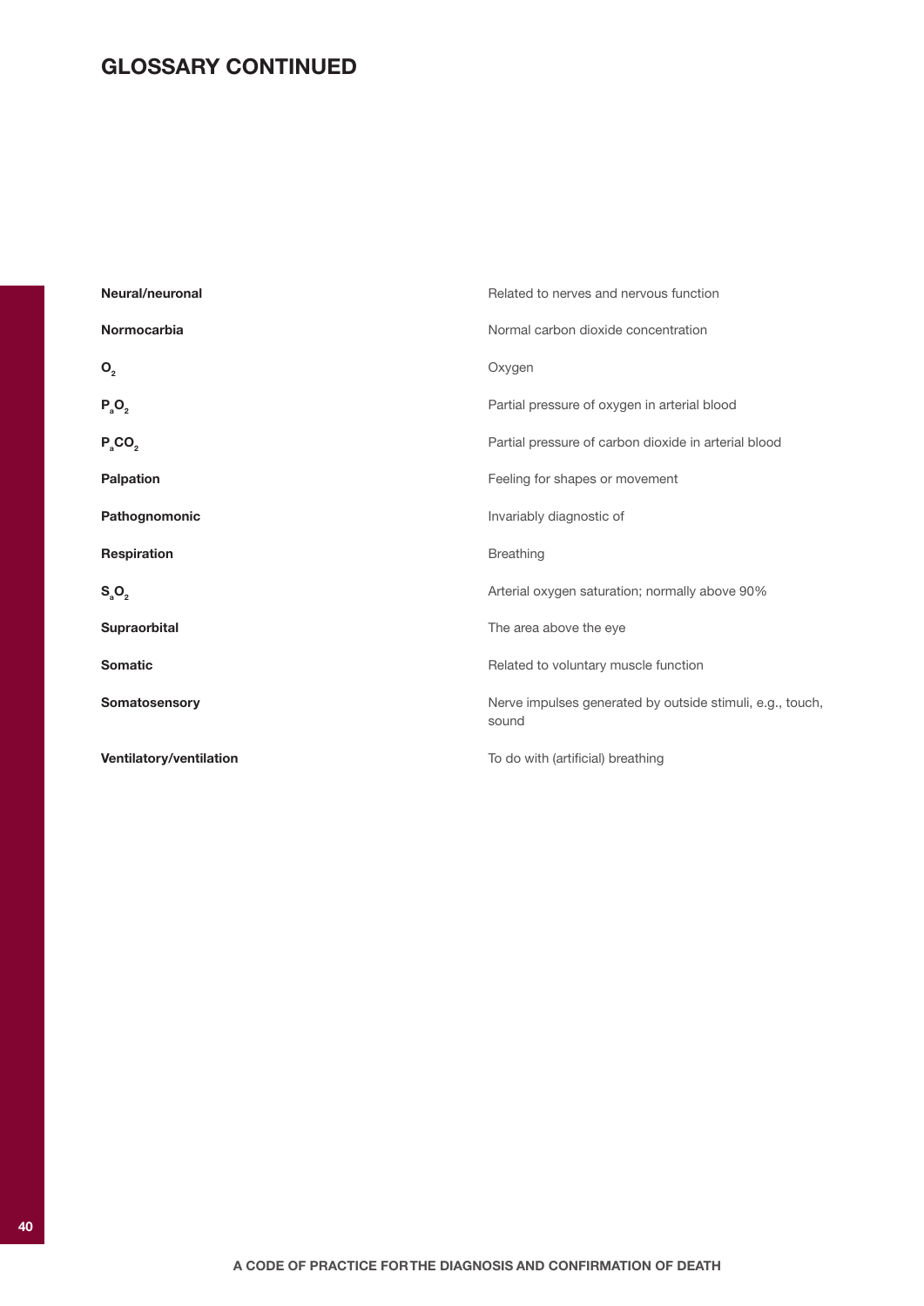## GLOSSARY CONTINUED

| | |
|---|---|
| **Neural/neuronal** | Related to nerves and nervous function |
| **Normocarbia** | Normal carbon dioxide concentration |
| **$O_2$** | Oxygen |
| **$P_aO_2$** | Partial pressure of oxygen in arterial blood |
| **$P_aCO_2$** | Partial pressure of carbon dioxide in arterial blood |
| **Palpation** | Feeling for shapes or movement |
| **Pathognomonic** | Invariably diagnostic of |
| **Respiration** | Breathing |
| **$S_aO_2$** | Arterial oxygen saturation; normally above 90% |
| **Supraorbital** | The area above the eye |
| **Somatic** | Related to voluntary muscle function |
| **Somatosensory** | Nerve impulses generated by outside stimuli, e.g., touch, sound |
| **Ventilatory/ventilation** | To do with (artificial) breathing |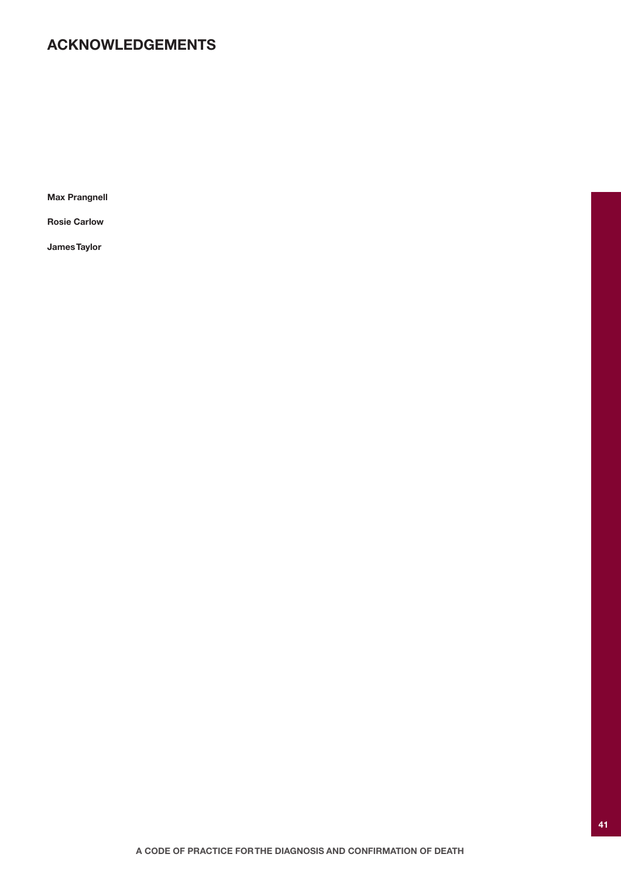# ACKNOWLEDGEMENTS

**Max Prangnell**

**Rosie Carlow**

**James Taylor**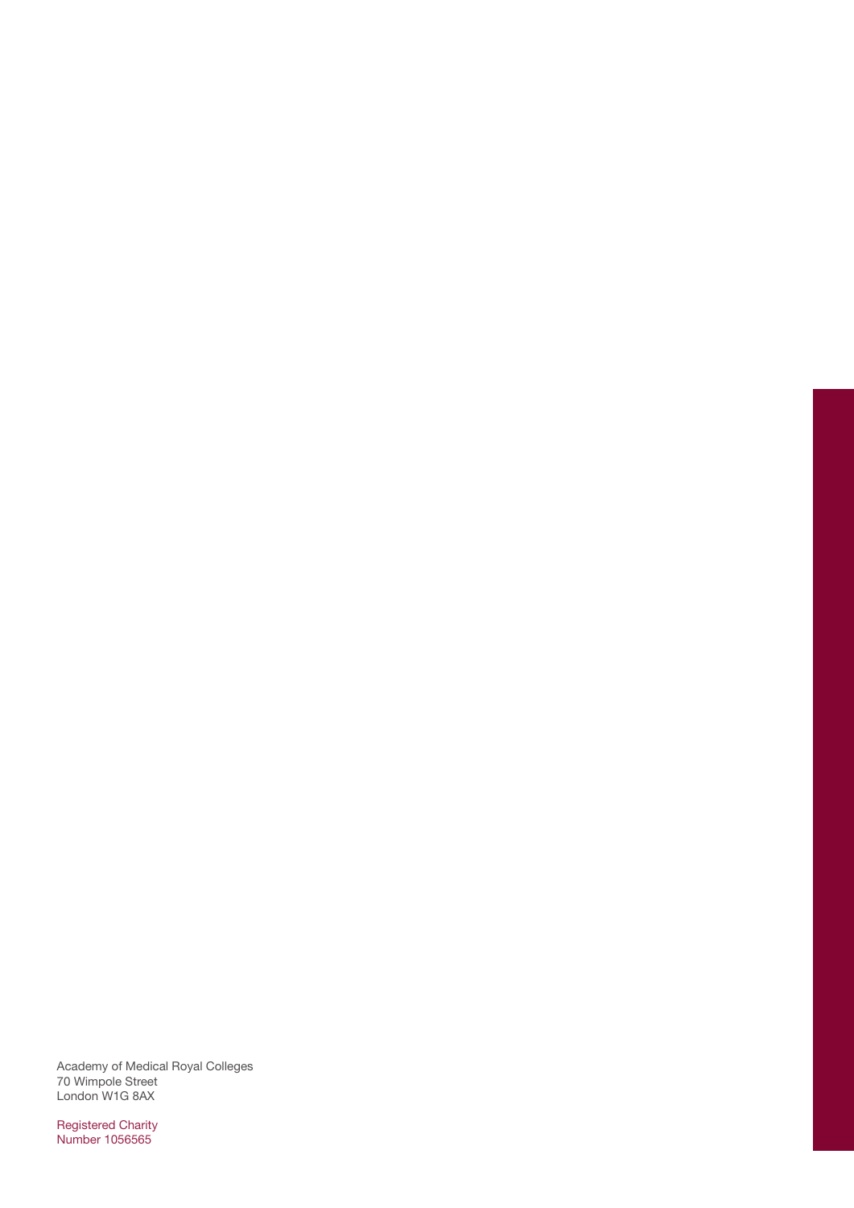Academy of Medical Royal Colleges
70 Wimpole Street
London W1G 8AX

Registered Charity
Number 1056565